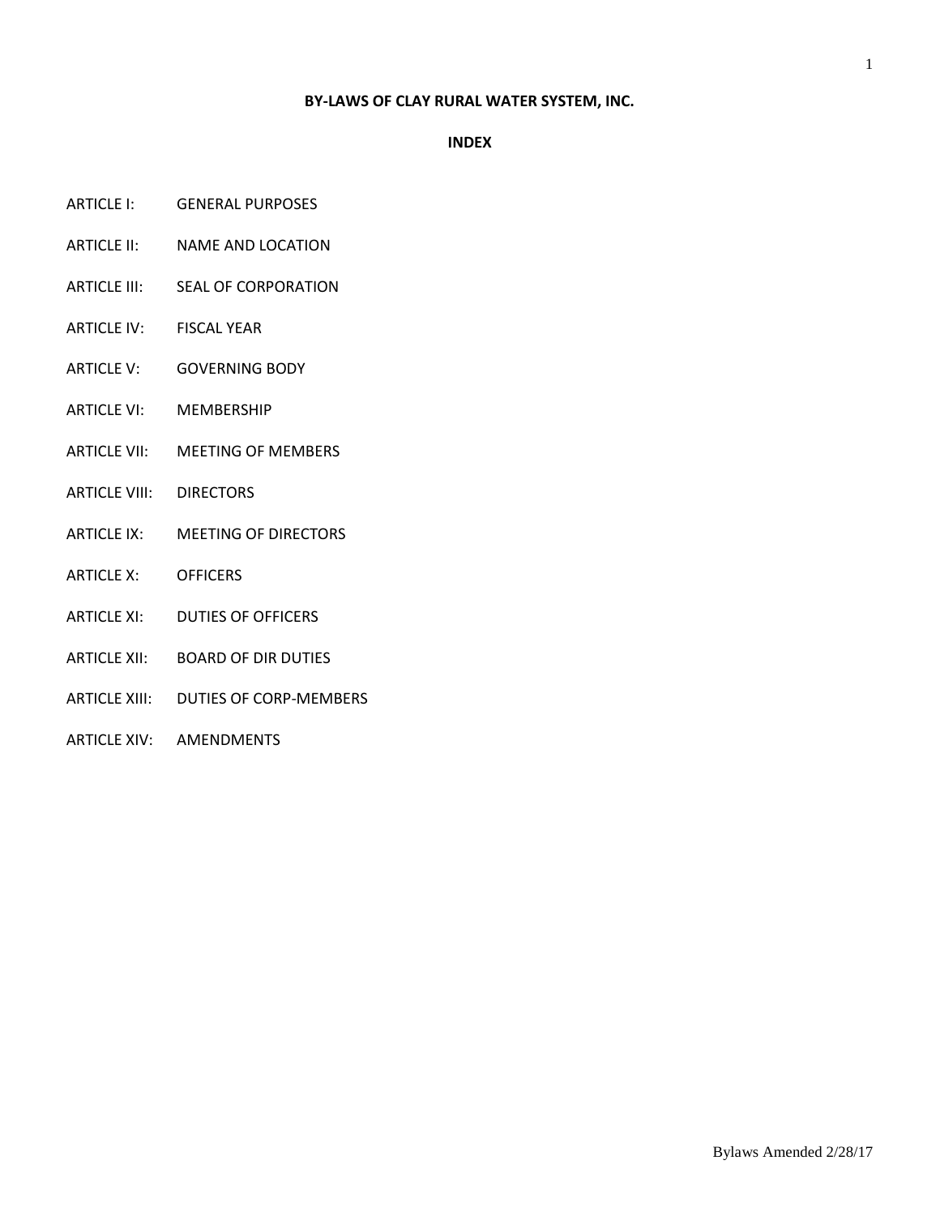# BY-LAWS OF CLAY RURAL WATER SYSTEM, INC.

## INDEX

| | |
|---|---|
| ARTICLE I: | GENERAL PURPOSES |
| ARTICLE II: | NAME AND LOCATION |
| ARTICLE III: | SEAL OF CORPORATION |
| ARTICLE IV: | FISCAL YEAR |
| ARTICLE V: | GOVERNING BODY |
| ARTICLE VI: | MEMBERSHIP |
| ARTICLE VII: | MEETING OF MEMBERS |
| ARTICLE VIII: | DIRECTORS |
| ARTICLE IX: | MEETING OF DIRECTORS |
| ARTICLE X: | OFFICERS |
| ARTICLE XI: | DUTIES OF OFFICERS |
| ARTICLE XII: | BOARD OF DIR DUTIES |
| ARTICLE XIII: | DUTIES OF CORP-MEMBERS |
| ARTICLE XIV: | AMENDMENTS |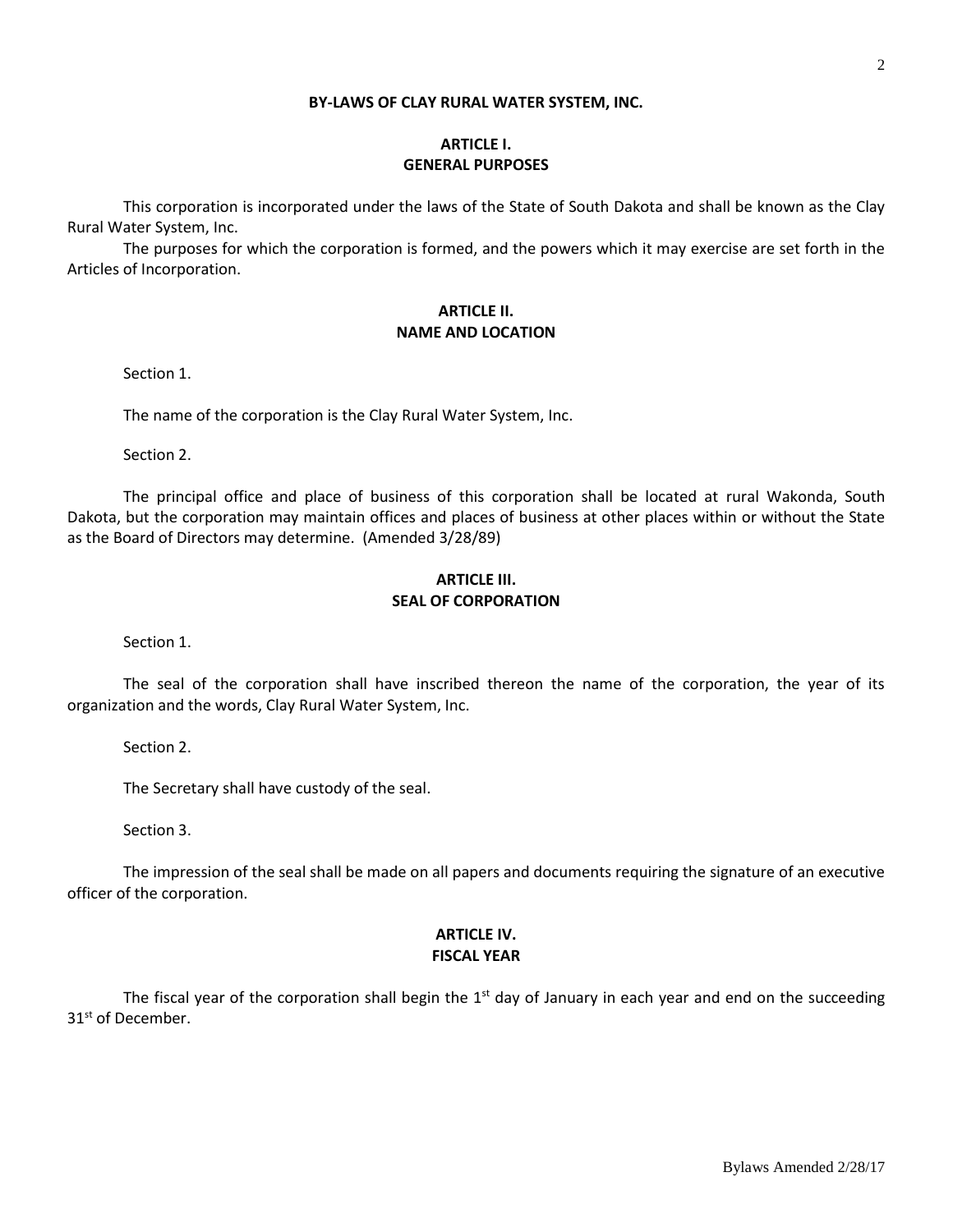# BY-LAWS OF CLAY RURAL WATER SYSTEM, INC.

## ARTICLE I.
## GENERAL PURPOSES

This corporation is incorporated under the laws of the State of South Dakota and shall be known as the Clay Rural Water System, Inc.

The purposes for which the corporation is formed, and the powers which it may exercise are set forth in the Articles of Incorporation.

## ARTICLE II.
## NAME AND LOCATION

Section 1.

The name of the corporation is the Clay Rural Water System, Inc.

Section 2.

The principal office and place of business of this corporation shall be located at rural Wakonda, South Dakota, but the corporation may maintain offices and places of business at other places within or without the State as the Board of Directors may determine. (Amended 3/28/89)

## ARTICLE III.
## SEAL OF CORPORATION

Section 1.

The seal of the corporation shall have inscribed thereon the name of the corporation, the year of its organization and the words, Clay Rural Water System, Inc.

Section 2.

The Secretary shall have custody of the seal.

Section 3.

The impression of the seal shall be made on all papers and documents requiring the signature of an executive officer of the corporation.

## ARTICLE IV.
## FISCAL YEAR

The fiscal year of the corporation shall begin the 1st day of January in each year and end on the succeeding 31st of December.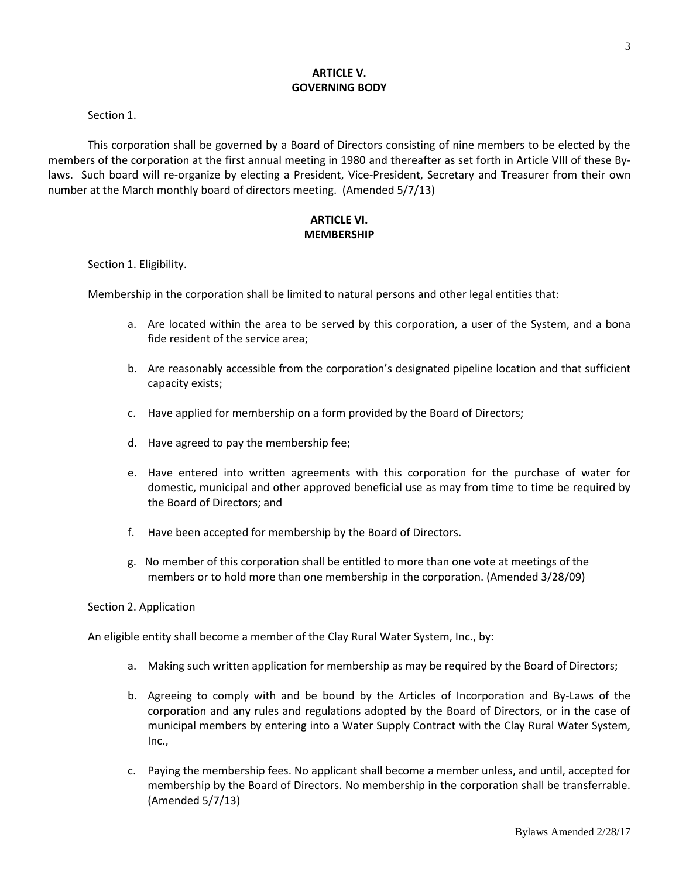## ARTICLE V.
## GOVERNING BODY

Section 1.

This corporation shall be governed by a Board of Directors consisting of nine members to be elected by the members of the corporation at the first annual meeting in 1980 and thereafter as set forth in Article VIII of these By-laws. Such board will re-organize by electing a President, Vice-President, Secretary and Treasurer from their own number at the March monthly board of directors meeting. (Amended 5/7/13)

## ARTICLE VI.
## MEMBERSHIP

Section 1. Eligibility.

Membership in the corporation shall be limited to natural persons and other legal entities that:

a. Are located within the area to be served by this corporation, a user of the System, and a bona fide resident of the service area;

b. Are reasonably accessible from the corporation's designated pipeline location and that sufficient capacity exists;

c. Have applied for membership on a form provided by the Board of Directors;

d. Have agreed to pay the membership fee;

e. Have entered into written agreements with this corporation for the purchase of water for domestic, municipal and other approved beneficial use as may from time to time be required by the Board of Directors; and

f. Have been accepted for membership by the Board of Directors.

g. No member of this corporation shall be entitled to more than one vote at meetings of the members or to hold more than one membership in the corporation. (Amended 3/28/09)

Section 2. Application

An eligible entity shall become a member of the Clay Rural Water System, Inc., by:

a. Making such written application for membership as may be required by the Board of Directors;

b. Agreeing to comply with and be bound by the Articles of Incorporation and By-Laws of the corporation and any rules and regulations adopted by the Board of Directors, or in the case of municipal members by entering into a Water Supply Contract with the Clay Rural Water System, Inc.,

c. Paying the membership fees. No applicant shall become a member unless, and until, accepted for membership by the Board of Directors. No membership in the corporation shall be transferrable. (Amended 5/7/13)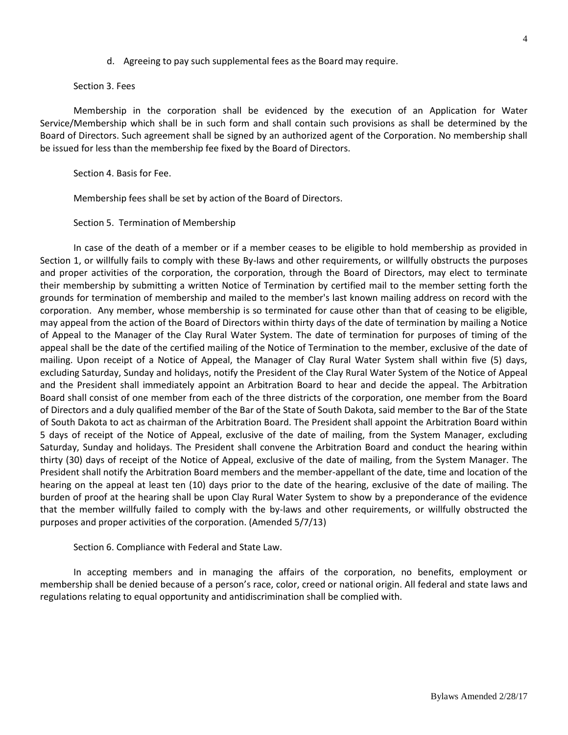d. Agreeing to pay such supplemental fees as the Board may require.

Section 3. Fees

Membership in the corporation shall be evidenced by the execution of an Application for Water Service/Membership which shall be in such form and shall contain such provisions as shall be determined by the Board of Directors. Such agreement shall be signed by an authorized agent of the Corporation. No membership shall be issued for less than the membership fee fixed by the Board of Directors.

Section 4. Basis for Fee.

Membership fees shall be set by action of the Board of Directors.

Section 5. Termination of Membership

In case of the death of a member or if a member ceases to be eligible to hold membership as provided in Section 1, or willfully fails to comply with these By-laws and other requirements, or willfully obstructs the purposes and proper activities of the corporation, the corporation, through the Board of Directors, may elect to terminate their membership by submitting a written Notice of Termination by certified mail to the member setting forth the grounds for termination of membership and mailed to the member's last known mailing address on record with the corporation. Any member, whose membership is so terminated for cause other than that of ceasing to be eligible, may appeal from the action of the Board of Directors within thirty days of the date of termination by mailing a Notice of Appeal to the Manager of the Clay Rural Water System. The date of termination for purposes of timing of the appeal shall be the date of the certified mailing of the Notice of Termination to the member, exclusive of the date of mailing. Upon receipt of a Notice of Appeal, the Manager of Clay Rural Water System shall within five (5) days, excluding Saturday, Sunday and holidays, notify the President of the Clay Rural Water System of the Notice of Appeal and the President shall immediately appoint an Arbitration Board to hear and decide the appeal. The Arbitration Board shall consist of one member from each of the three districts of the corporation, one member from the Board of Directors and a duly qualified member of the Bar of the State of South Dakota, said member to the Bar of the State of South Dakota to act as chairman of the Arbitration Board. The President shall appoint the Arbitration Board within 5 days of receipt of the Notice of Appeal, exclusive of the date of mailing, from the System Manager, excluding Saturday, Sunday and holidays. The President shall convene the Arbitration Board and conduct the hearing within thirty (30) days of receipt of the Notice of Appeal, exclusive of the date of mailing, from the System Manager. The President shall notify the Arbitration Board members and the member-appellant of the date, time and location of the hearing on the appeal at least ten (10) days prior to the date of the hearing, exclusive of the date of mailing. The burden of proof at the hearing shall be upon Clay Rural Water System to show by a preponderance of the evidence that the member willfully failed to comply with the by-laws and other requirements, or willfully obstructed the purposes and proper activities of the corporation. (Amended 5/7/13)

Section 6. Compliance with Federal and State Law.

In accepting members and in managing the affairs of the corporation, no benefits, employment or membership shall be denied because of a person's race, color, creed or national origin. All federal and state laws and regulations relating to equal opportunity and antidiscrimination shall be complied with.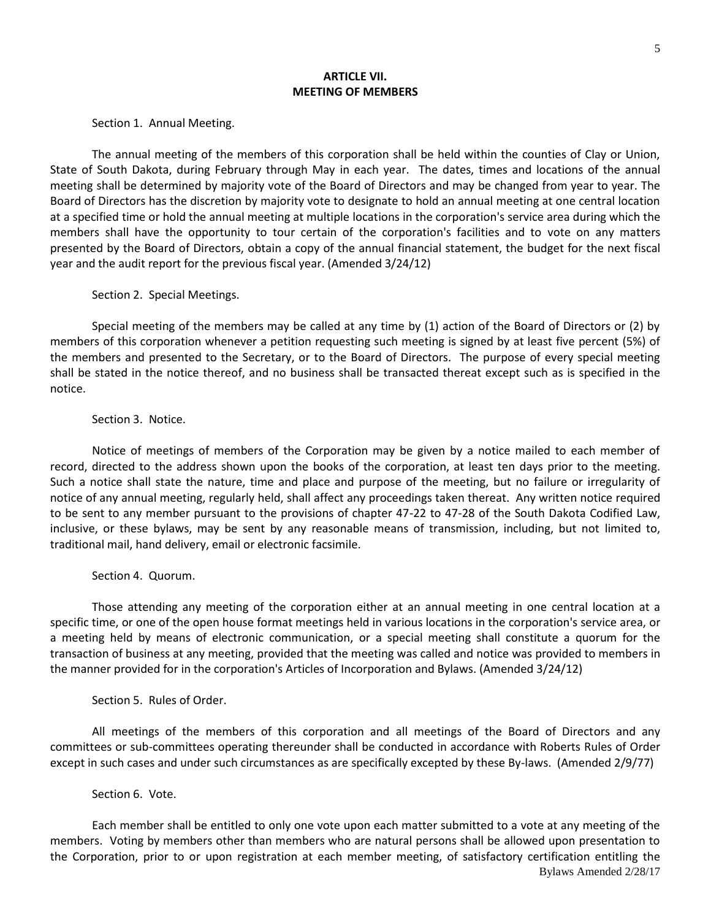## ARTICLE VII.
## MEETING OF MEMBERS

Section 1. Annual Meeting.

The annual meeting of the members of this corporation shall be held within the counties of Clay or Union, State of South Dakota, during February through May in each year. The dates, times and locations of the annual meeting shall be determined by majority vote of the Board of Directors and may be changed from year to year. The Board of Directors has the discretion by majority vote to designate to hold an annual meeting at one central location at a specified time or hold the annual meeting at multiple locations in the corporation's service area during which the members shall have the opportunity to tour certain of the corporation's facilities and to vote on any matters presented by the Board of Directors, obtain a copy of the annual financial statement, the budget for the next fiscal year and the audit report for the previous fiscal year. (Amended 3/24/12)

Section 2. Special Meetings.

Special meeting of the members may be called at any time by (1) action of the Board of Directors or (2) by members of this corporation whenever a petition requesting such meeting is signed by at least five percent (5%) of the members and presented to the Secretary, or to the Board of Directors. The purpose of every special meeting shall be stated in the notice thereof, and no business shall be transacted thereat except such as is specified in the notice.

Section 3. Notice.

Notice of meetings of members of the Corporation may be given by a notice mailed to each member of record, directed to the address shown upon the books of the corporation, at least ten days prior to the meeting. Such a notice shall state the nature, time and place and purpose of the meeting, but no failure or irregularity of notice of any annual meeting, regularly held, shall affect any proceedings taken thereat. Any written notice required to be sent to any member pursuant to the provisions of chapter 47-22 to 47-28 of the South Dakota Codified Law, inclusive, or these bylaws, may be sent by any reasonable means of transmission, including, but not limited to, traditional mail, hand delivery, email or electronic facsimile.

Section 4. Quorum.

Those attending any meeting of the corporation either at an annual meeting in one central location at a specific time, or one of the open house format meetings held in various locations in the corporation's service area, or a meeting held by means of electronic communication, or a special meeting shall constitute a quorum for the transaction of business at any meeting, provided that the meeting was called and notice was provided to members in the manner provided for in the corporation's Articles of Incorporation and Bylaws. (Amended 3/24/12)

Section 5. Rules of Order.

All meetings of the members of this corporation and all meetings of the Board of Directors and any committees or sub-committees operating thereunder shall be conducted in accordance with Roberts Rules of Order except in such cases and under such circumstances as are specifically excepted by these By-laws. (Amended 2/9/77)

Section 6. Vote.

Each member shall be entitled to only one vote upon each matter submitted to a vote at any meeting of the members. Voting by members other than members who are natural persons shall be allowed upon presentation to the Corporation, prior to or upon registration at each member meeting, of satisfactory certification entitling the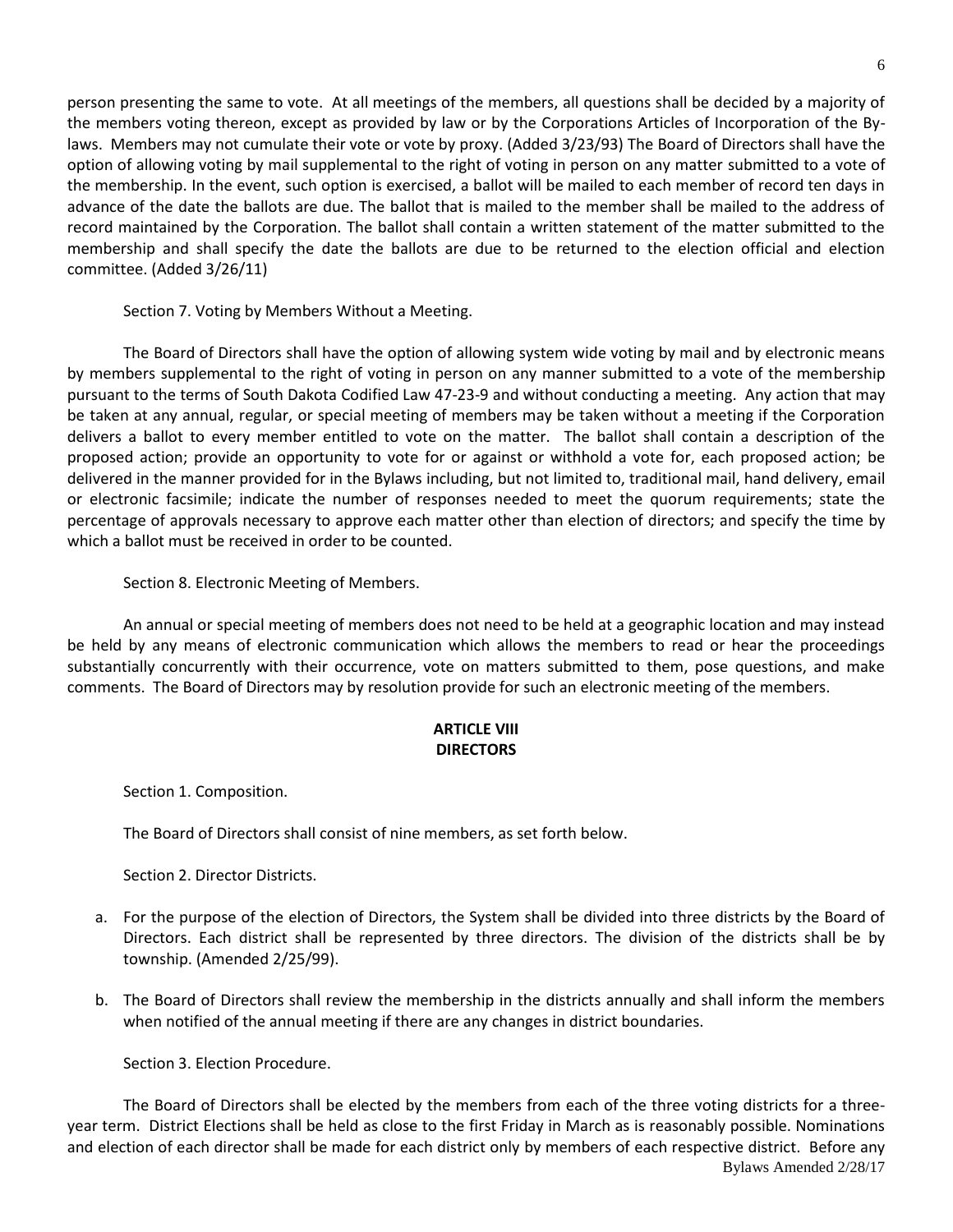person presenting the same to vote. At all meetings of the members, all questions shall be decided by a majority of the members voting thereon, except as provided by law or by the Corporations Articles of Incorporation of the By-laws. Members may not cumulate their vote or vote by proxy. (Added 3/23/93) The Board of Directors shall have the option of allowing voting by mail supplemental to the right of voting in person on any matter submitted to a vote of the membership. In the event, such option is exercised, a ballot will be mailed to each member of record ten days in advance of the date the ballots are due. The ballot that is mailed to the member shall be mailed to the address of record maintained by the Corporation. The ballot shall contain a written statement of the matter submitted to the membership and shall specify the date the ballots are due to be returned to the election official and election committee. (Added 3/26/11)

Section 7. Voting by Members Without a Meeting.

The Board of Directors shall have the option of allowing system wide voting by mail and by electronic means by members supplemental to the right of voting in person on any manner submitted to a vote of the membership pursuant to the terms of South Dakota Codified Law 47-23-9 and without conducting a meeting. Any action that may be taken at any annual, regular, or special meeting of members may be taken without a meeting if the Corporation delivers a ballot to every member entitled to vote on the matter. The ballot shall contain a description of the proposed action; provide an opportunity to vote for or against or withhold a vote for, each proposed action; be delivered in the manner provided for in the Bylaws including, but not limited to, traditional mail, hand delivery, email or electronic facsimile; indicate the number of responses needed to meet the quorum requirements; state the percentage of approvals necessary to approve each matter other than election of directors; and specify the time by which a ballot must be received in order to be counted.

Section 8. Electronic Meeting of Members.

An annual or special meeting of members does not need to be held at a geographic location and may instead be held by any means of electronic communication which allows the members to read or hear the proceedings substantially concurrently with their occurrence, vote on matters submitted to them, pose questions, and make comments. The Board of Directors may by resolution provide for such an electronic meeting of the members.

## ARTICLE VIII
## DIRECTORS

Section 1. Composition.

The Board of Directors shall consist of nine members, as set forth below.

Section 2. Director Districts.

a. For the purpose of the election of Directors, the System shall be divided into three districts by the Board of Directors. Each district shall be represented by three directors. The division of the districts shall be by township. (Amended 2/25/99).

b. The Board of Directors shall review the membership in the districts annually and shall inform the members when notified of the annual meeting if there are any changes in district boundaries.

Section 3. Election Procedure.

The Board of Directors shall be elected by the members from each of the three voting districts for a three-year term. District Elections shall be held as close to the first Friday in March as is reasonably possible. Nominations and election of each director shall be made for each district only by members of each respective district. Before any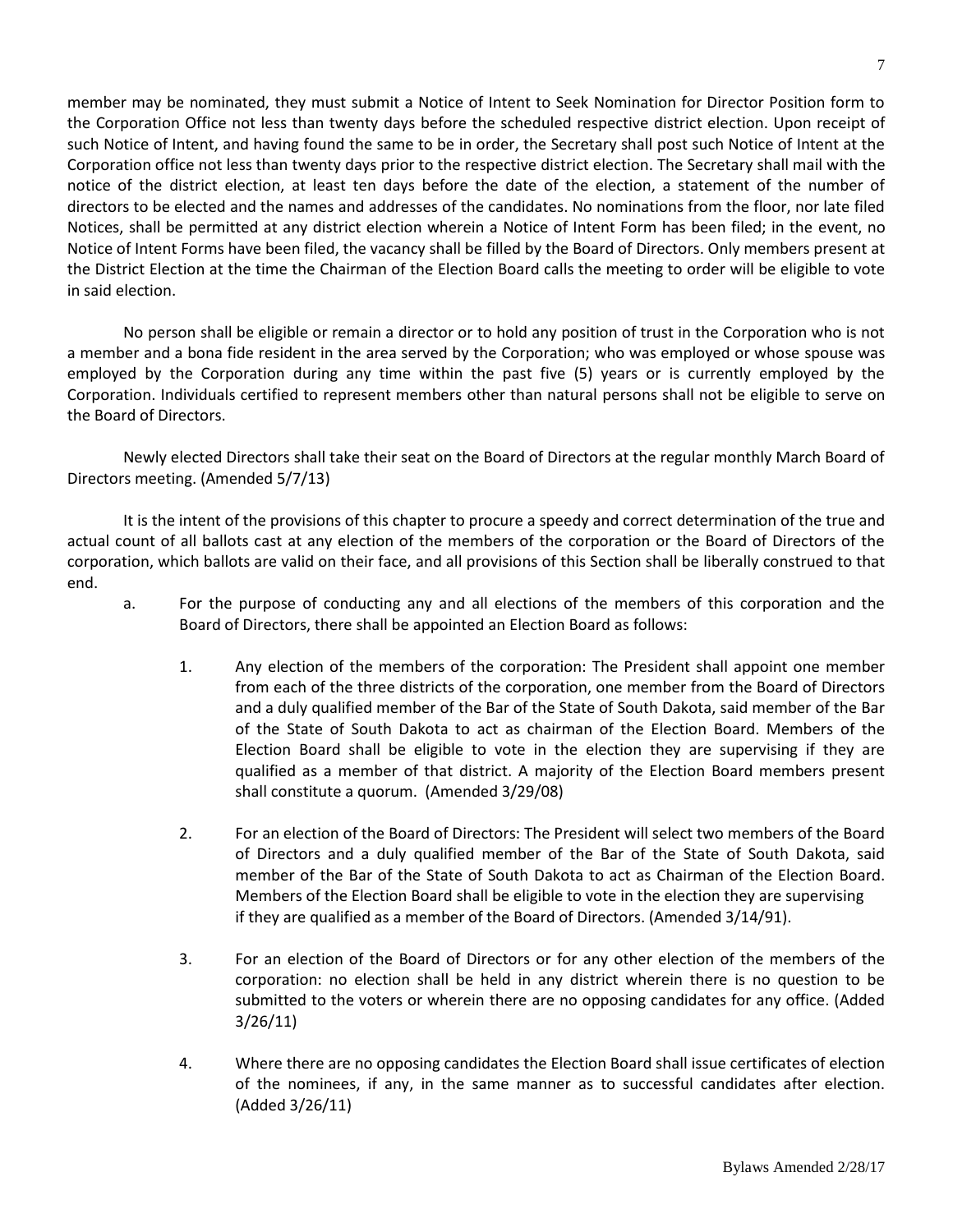member may be nominated, they must submit a Notice of Intent to Seek Nomination for Director Position form to the Corporation Office not less than twenty days before the scheduled respective district election. Upon receipt of such Notice of Intent, and having found the same to be in order, the Secretary shall post such Notice of Intent at the Corporation office not less than twenty days prior to the respective district election. The Secretary shall mail with the notice of the district election, at least ten days before the date of the election, a statement of the number of directors to be elected and the names and addresses of the candidates. No nominations from the floor, nor late filed Notices, shall be permitted at any district election wherein a Notice of Intent Form has been filed; in the event, no Notice of Intent Forms have been filed, the vacancy shall be filled by the Board of Directors. Only members present at the District Election at the time the Chairman of the Election Board calls the meeting to order will be eligible to vote in said election.

No person shall be eligible or remain a director or to hold any position of trust in the Corporation who is not a member and a bona fide resident in the area served by the Corporation; who was employed or whose spouse was employed by the Corporation during any time within the past five (5) years or is currently employed by the Corporation. Individuals certified to represent members other than natural persons shall not be eligible to serve on the Board of Directors.

Newly elected Directors shall take their seat on the Board of Directors at the regular monthly March Board of Directors meeting. (Amended 5/7/13)

It is the intent of the provisions of this chapter to procure a speedy and correct determination of the true and actual count of all ballots cast at any election of the members of the corporation or the Board of Directors of the corporation, which ballots are valid on their face, and all provisions of this Section shall be liberally construed to that end.

a. For the purpose of conducting any and all elections of the members of this corporation and the Board of Directors, there shall be appointed an Election Board as follows:

   1. Any election of the members of the corporation: The President shall appoint one member from each of the three districts of the corporation, one member from the Board of Directors and a duly qualified member of the Bar of the State of South Dakota, said member of the Bar of the State of South Dakota to act as chairman of the Election Board. Members of the Election Board shall be eligible to vote in the election they are supervising if they are qualified as a member of that district. A majority of the Election Board members present shall constitute a quorum. (Amended 3/29/08)

   2. For an election of the Board of Directors: The President will select two members of the Board of Directors and a duly qualified member of the Bar of the State of South Dakota, said member of the Bar of the State of South Dakota to act as Chairman of the Election Board. Members of the Election Board shall be eligible to vote in the election they are supervising if they are qualified as a member of the Board of Directors. (Amended 3/14/91).

   3. For an election of the Board of Directors or for any other election of the members of the corporation: no election shall be held in any district wherein there is no question to be submitted to the voters or wherein there are no opposing candidates for any office. (Added 3/26/11)

   4. Where there are no opposing candidates the Election Board shall issue certificates of election of the nominees, if any, in the same manner as to successful candidates after election. (Added 3/26/11)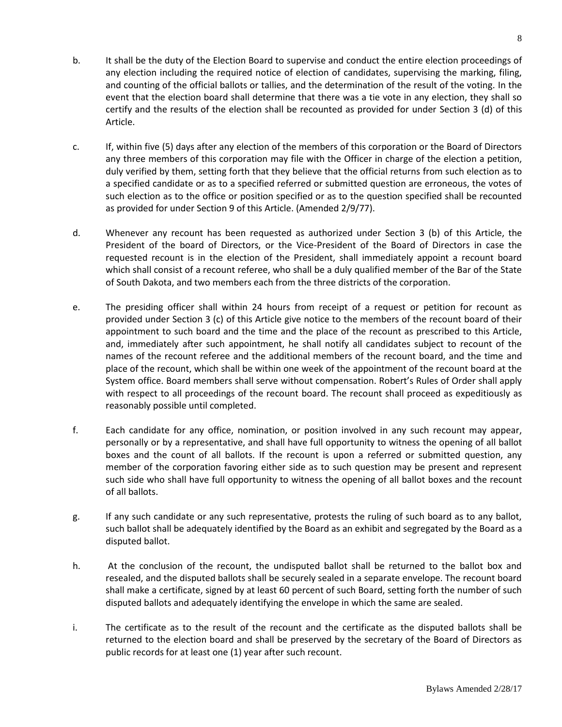b. It shall be the duty of the Election Board to supervise and conduct the entire election proceedings of any election including the required notice of election of candidates, supervising the marking, filing, and counting of the official ballots or tallies, and the determination of the result of the voting. In the event that the election board shall determine that there was a tie vote in any election, they shall so certify and the results of the election shall be recounted as provided for under Section 3 (d) of this Article.

c. If, within five (5) days after any election of the members of this corporation or the Board of Directors any three members of this corporation may file with the Officer in charge of the election a petition, duly verified by them, setting forth that they believe that the official returns from such election as to a specified candidate or as to a specified referred or submitted question are erroneous, the votes of such election as to the office or position specified or as to the question specified shall be recounted as provided for under Section 9 of this Article. (Amended 2/9/77).

d. Whenever any recount has been requested as authorized under Section 3 (b) of this Article, the President of the board of Directors, or the Vice-President of the Board of Directors in case the requested recount is in the election of the President, shall immediately appoint a recount board which shall consist of a recount referee, who shall be a duly qualified member of the Bar of the State of South Dakota, and two members each from the three districts of the corporation.

e. The presiding officer shall within 24 hours from receipt of a request or petition for recount as provided under Section 3 (c) of this Article give notice to the members of the recount board of their appointment to such board and the time and the place of the recount as prescribed to this Article, and, immediately after such appointment, he shall notify all candidates subject to recount of the names of the recount referee and the additional members of the recount board, and the time and place of the recount, which shall be within one week of the appointment of the recount board at the System office. Board members shall serve without compensation. Robert's Rules of Order shall apply with respect to all proceedings of the recount board. The recount shall proceed as expeditiously as reasonably possible until completed.

f. Each candidate for any office, nomination, or position involved in any such recount may appear, personally or by a representative, and shall have full opportunity to witness the opening of all ballot boxes and the count of all ballots. If the recount is upon a referred or submitted question, any member of the corporation favoring either side as to such question may be present and represent such side who shall have full opportunity to witness the opening of all ballot boxes and the recount of all ballots.

g. If any such candidate or any such representative, protests the ruling of such board as to any ballot, such ballot shall be adequately identified by the Board as an exhibit and segregated by the Board as a disputed ballot.

h. At the conclusion of the recount, the undisputed ballot shall be returned to the ballot box and resealed, and the disputed ballots shall be securely sealed in a separate envelope. The recount board shall make a certificate, signed by at least 60 percent of such Board, setting forth the number of such disputed ballots and adequately identifying the envelope in which the same are sealed.

i. The certificate as to the result of the recount and the certificate as the disputed ballots shall be returned to the election board and shall be preserved by the secretary of the Board of Directors as public records for at least one (1) year after such recount.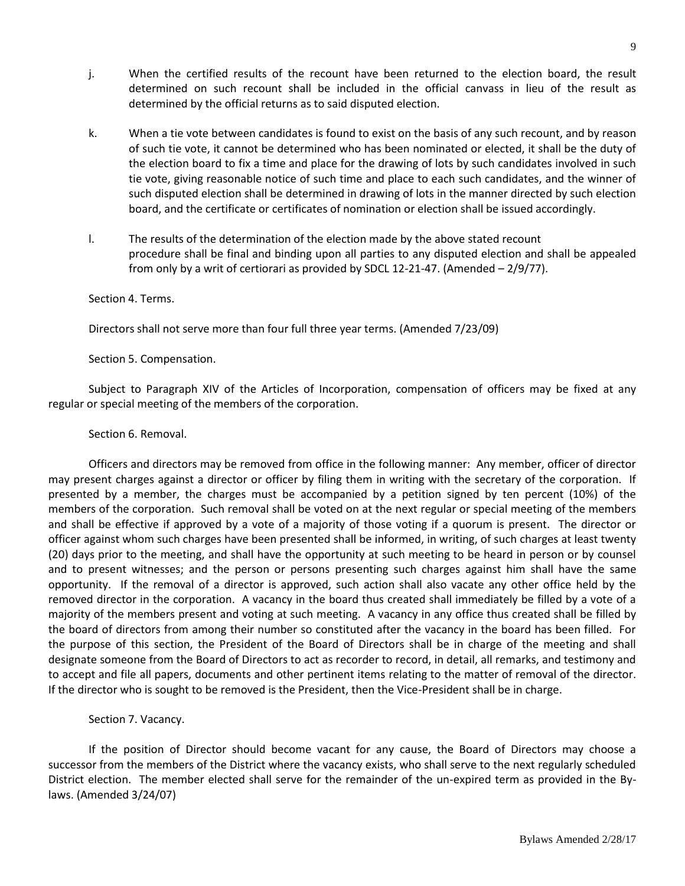j. When the certified results of the recount have been returned to the election board, the result determined on such recount shall be included in the official canvass in lieu of the result as determined by the official returns as to said disputed election.

k. When a tie vote between candidates is found to exist on the basis of any such recount, and by reason of such tie vote, it cannot be determined who has been nominated or elected, it shall be the duty of the election board to fix a time and place for the drawing of lots by such candidates involved in such tie vote, giving reasonable notice of such time and place to each such candidates, and the winner of such disputed election shall be determined in drawing of lots in the manner directed by such election board, and the certificate or certificates of nomination or election shall be issued accordingly.

l. The results of the determination of the election made by the above stated recount procedure shall be final and binding upon all parties to any disputed election and shall be appealed from only by a writ of certiorari as provided by SDCL 12-21-47. (Amended – 2/9/77).

Section 4. Terms.

Directors shall not serve more than four full three year terms. (Amended 7/23/09)

Section 5. Compensation.

Subject to Paragraph XIV of the Articles of Incorporation, compensation of officers may be fixed at any regular or special meeting of the members of the corporation.

Section 6. Removal.

Officers and directors may be removed from office in the following manner: Any member, officer of director may present charges against a director or officer by filing them in writing with the secretary of the corporation. If presented by a member, the charges must be accompanied by a petition signed by ten percent (10%) of the members of the corporation. Such removal shall be voted on at the next regular or special meeting of the members and shall be effective if approved by a vote of a majority of those voting if a quorum is present. The director or officer against whom such charges have been presented shall be informed, in writing, of such charges at least twenty (20) days prior to the meeting, and shall have the opportunity at such meeting to be heard in person or by counsel and to present witnesses; and the person or persons presenting such charges against him shall have the same opportunity. If the removal of a director is approved, such action shall also vacate any other office held by the removed director in the corporation. A vacancy in the board thus created shall immediately be filled by a vote of a majority of the members present and voting at such meeting. A vacancy in any office thus created shall be filled by the board of directors from among their number so constituted after the vacancy in the board has been filled. For the purpose of this section, the President of the Board of Directors shall be in charge of the meeting and shall designate someone from the Board of Directors to act as recorder to record, in detail, all remarks, and testimony and to accept and file all papers, documents and other pertinent items relating to the matter of removal of the director. If the director who is sought to be removed is the President, then the Vice-President shall be in charge.

Section 7. Vacancy.

If the position of Director should become vacant for any cause, the Board of Directors may choose a successor from the members of the District where the vacancy exists, who shall serve to the next regularly scheduled District election. The member elected shall serve for the remainder of the un-expired term as provided in the By-laws. (Amended 3/24/07)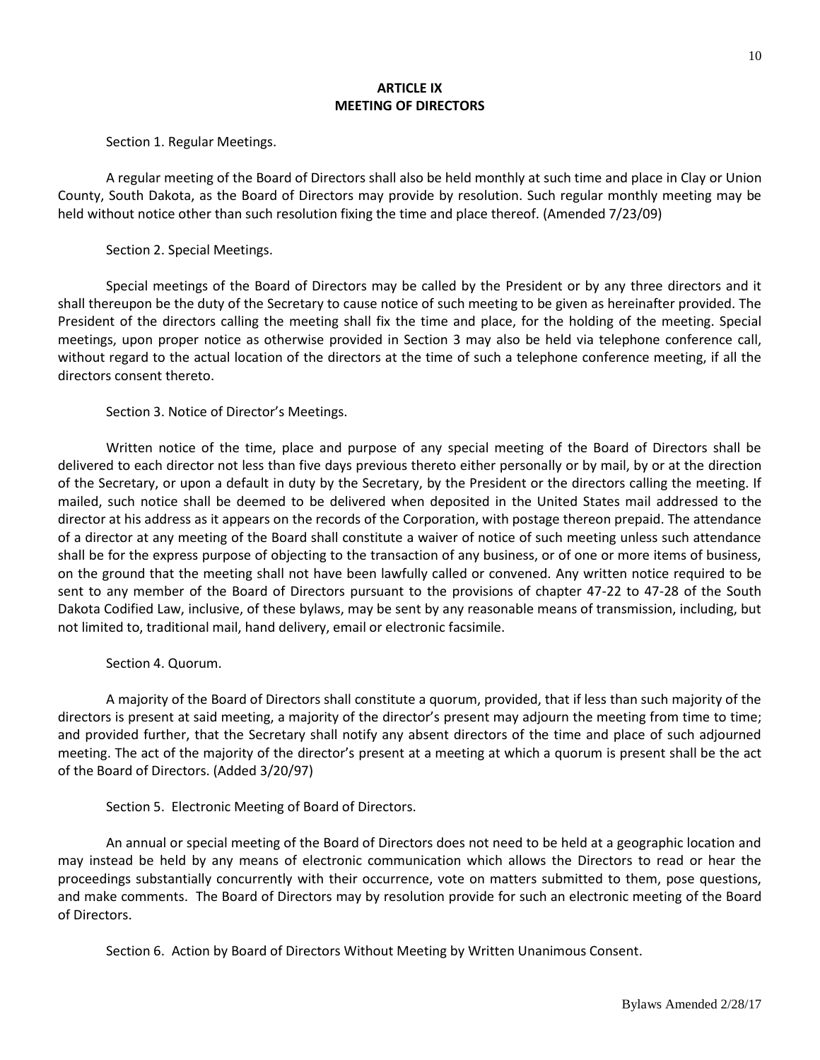## ARTICLE IX
## MEETING OF DIRECTORS

Section 1. Regular Meetings.

A regular meeting of the Board of Directors shall also be held monthly at such time and place in Clay or Union County, South Dakota, as the Board of Directors may provide by resolution. Such regular monthly meeting may be held without notice other than such resolution fixing the time and place thereof. (Amended 7/23/09)

Section 2. Special Meetings.

Special meetings of the Board of Directors may be called by the President or by any three directors and it shall thereupon be the duty of the Secretary to cause notice of such meeting to be given as hereinafter provided. The President of the directors calling the meeting shall fix the time and place, for the holding of the meeting. Special meetings, upon proper notice as otherwise provided in Section 3 may also be held via telephone conference call, without regard to the actual location of the directors at the time of such a telephone conference meeting, if all the directors consent thereto.

Section 3. Notice of Director's Meetings.

Written notice of the time, place and purpose of any special meeting of the Board of Directors shall be delivered to each director not less than five days previous thereto either personally or by mail, by or at the direction of the Secretary, or upon a default in duty by the Secretary, by the President or the directors calling the meeting. If mailed, such notice shall be deemed to be delivered when deposited in the United States mail addressed to the director at his address as it appears on the records of the Corporation, with postage thereon prepaid. The attendance of a director at any meeting of the Board shall constitute a waiver of notice of such meeting unless such attendance shall be for the express purpose of objecting to the transaction of any business, or of one or more items of business, on the ground that the meeting shall not have been lawfully called or convened. Any written notice required to be sent to any member of the Board of Directors pursuant to the provisions of chapter 47-22 to 47-28 of the South Dakota Codified Law, inclusive, of these bylaws, may be sent by any reasonable means of transmission, including, but not limited to, traditional mail, hand delivery, email or electronic facsimile.

Section 4. Quorum.

A majority of the Board of Directors shall constitute a quorum, provided, that if less than such majority of the directors is present at said meeting, a majority of the director's present may adjourn the meeting from time to time; and provided further, that the Secretary shall notify any absent directors of the time and place of such adjourned meeting. The act of the majority of the director's present at a meeting at which a quorum is present shall be the act of the Board of Directors. (Added 3/20/97)

Section 5. Electronic Meeting of Board of Directors.

An annual or special meeting of the Board of Directors does not need to be held at a geographic location and may instead be held by any means of electronic communication which allows the Directors to read or hear the proceedings substantially concurrently with their occurrence, vote on matters submitted to them, pose questions, and make comments. The Board of Directors may by resolution provide for such an electronic meeting of the Board of Directors.

Section 6. Action by Board of Directors Without Meeting by Written Unanimous Consent.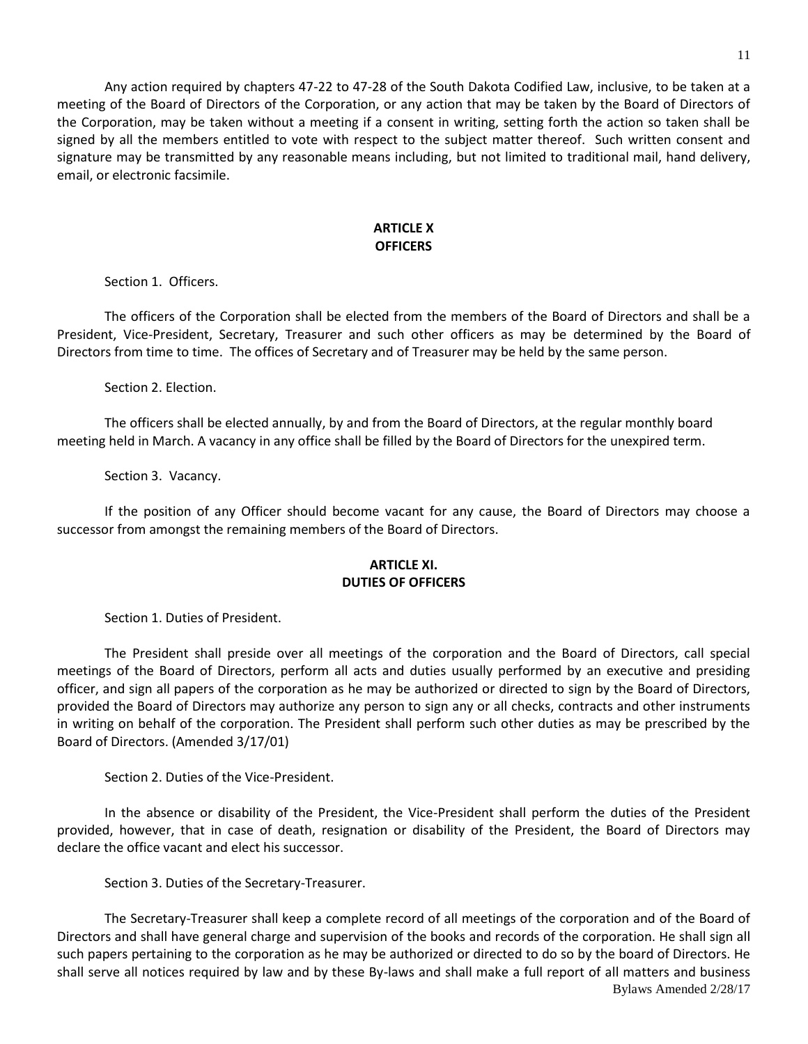Any action required by chapters 47-22 to 47-28 of the South Dakota Codified Law, inclusive, to be taken at a meeting of the Board of Directors of the Corporation, or any action that may be taken by the Board of Directors of the Corporation, may be taken without a meeting if a consent in writing, setting forth the action so taken shall be signed by all the members entitled to vote with respect to the subject matter thereof. Such written consent and signature may be transmitted by any reasonable means including, but not limited to traditional mail, hand delivery, email, or electronic facsimile.

## ARTICLE X
## OFFICERS

Section 1. Officers.

The officers of the Corporation shall be elected from the members of the Board of Directors and shall be a President, Vice-President, Secretary, Treasurer and such other officers as may be determined by the Board of Directors from time to time. The offices of Secretary and of Treasurer may be held by the same person.

Section 2. Election.

The officers shall be elected annually, by and from the Board of Directors, at the regular monthly board meeting held in March. A vacancy in any office shall be filled by the Board of Directors for the unexpired term.

Section 3. Vacancy.

If the position of any Officer should become vacant for any cause, the Board of Directors may choose a successor from amongst the remaining members of the Board of Directors.

## ARTICLE XI.
## DUTIES OF OFFICERS

Section 1. Duties of President.

The President shall preside over all meetings of the corporation and the Board of Directors, call special meetings of the Board of Directors, perform all acts and duties usually performed by an executive and presiding officer, and sign all papers of the corporation as he may be authorized or directed to sign by the Board of Directors, provided the Board of Directors may authorize any person to sign any or all checks, contracts and other instruments in writing on behalf of the corporation. The President shall perform such other duties as may be prescribed by the Board of Directors. (Amended 3/17/01)

Section 2. Duties of the Vice-President.

In the absence or disability of the President, the Vice-President shall perform the duties of the President provided, however, that in case of death, resignation or disability of the President, the Board of Directors may declare the office vacant and elect his successor.

Section 3. Duties of the Secretary-Treasurer.

The Secretary-Treasurer shall keep a complete record of all meetings of the corporation and of the Board of Directors and shall have general charge and supervision of the books and records of the corporation. He shall sign all such papers pertaining to the corporation as he may be authorized or directed to do so by the board of Directors. He shall serve all notices required by law and by these By-laws and shall make a full report of all matters and business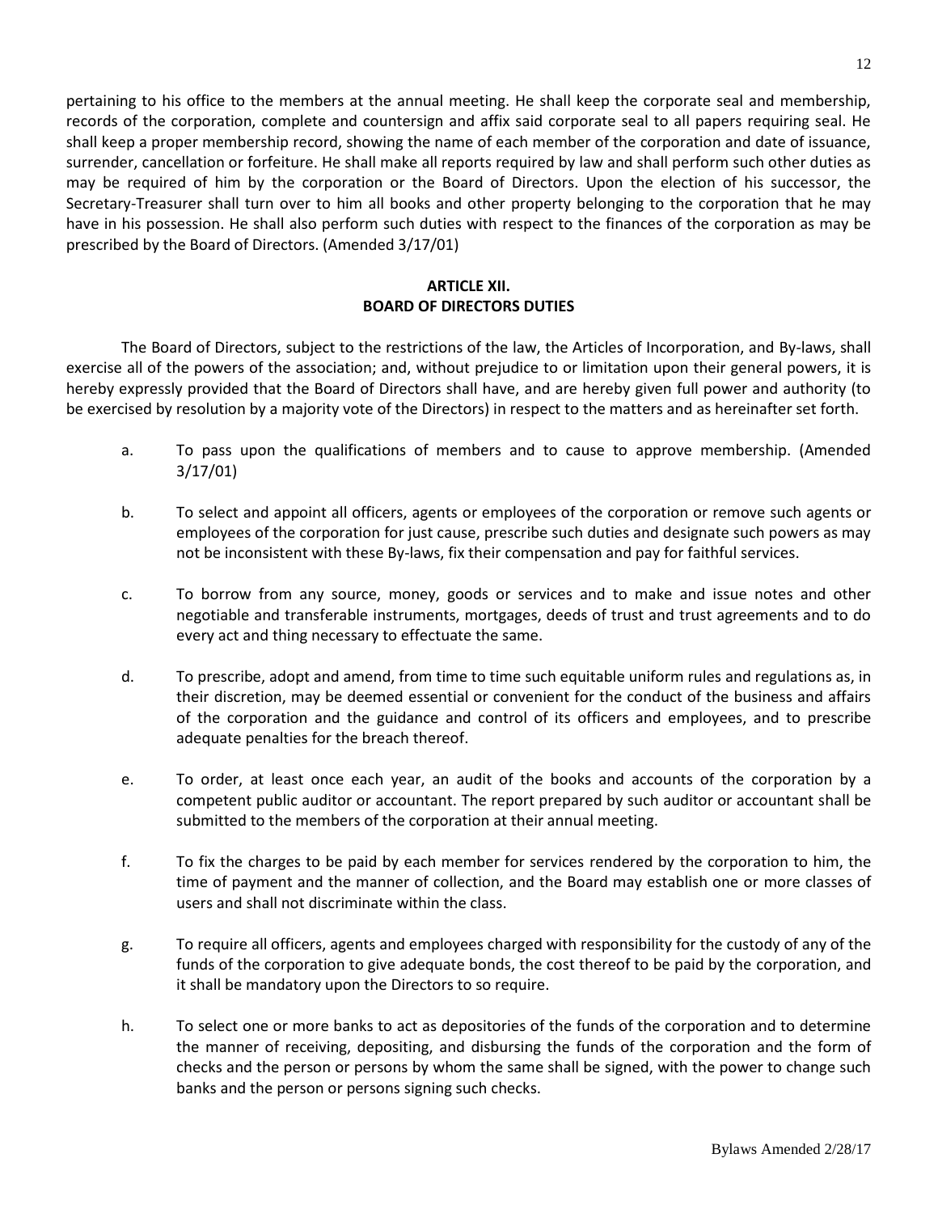pertaining to his office to the members at the annual meeting. He shall keep the corporate seal and membership, records of the corporation, complete and countersign and affix said corporate seal to all papers requiring seal. He shall keep a proper membership record, showing the name of each member of the corporation and date of issuance, surrender, cancellation or forfeiture. He shall make all reports required by law and shall perform such other duties as may be required of him by the corporation or the Board of Directors. Upon the election of his successor, the Secretary-Treasurer shall turn over to him all books and other property belonging to the corporation that he may have in his possession. He shall also perform such duties with respect to the finances of the corporation as may be prescribed by the Board of Directors. (Amended 3/17/01)

## ARTICLE XII. BOARD OF DIRECTORS DUTIES

The Board of Directors, subject to the restrictions of the law, the Articles of Incorporation, and By-laws, shall exercise all of the powers of the association; and, without prejudice to or limitation upon their general powers, it is hereby expressly provided that the Board of Directors shall have, and are hereby given full power and authority (to be exercised by resolution by a majority vote of the Directors) in respect to the matters and as hereinafter set forth.

a. To pass upon the qualifications of members and to cause to approve membership. (Amended 3/17/01)

b. To select and appoint all officers, agents or employees of the corporation or remove such agents or employees of the corporation for just cause, prescribe such duties and designate such powers as may not be inconsistent with these By-laws, fix their compensation and pay for faithful services.

c. To borrow from any source, money, goods or services and to make and issue notes and other negotiable and transferable instruments, mortgages, deeds of trust and trust agreements and to do every act and thing necessary to effectuate the same.

d. To prescribe, adopt and amend, from time to time such equitable uniform rules and regulations as, in their discretion, may be deemed essential or convenient for the conduct of the business and affairs of the corporation and the guidance and control of its officers and employees, and to prescribe adequate penalties for the breach thereof.

e. To order, at least once each year, an audit of the books and accounts of the corporation by a competent public auditor or accountant. The report prepared by such auditor or accountant shall be submitted to the members of the corporation at their annual meeting.

f. To fix the charges to be paid by each member for services rendered by the corporation to him, the time of payment and the manner of collection, and the Board may establish one or more classes of users and shall not discriminate within the class.

g. To require all officers, agents and employees charged with responsibility for the custody of any of the funds of the corporation to give adequate bonds, the cost thereof to be paid by the corporation, and it shall be mandatory upon the Directors to so require.

h. To select one or more banks to act as depositories of the funds of the corporation and to determine the manner of receiving, depositing, and disbursing the funds of the corporation and the form of checks and the person or persons by whom the same shall be signed, with the power to change such banks and the person or persons signing such checks.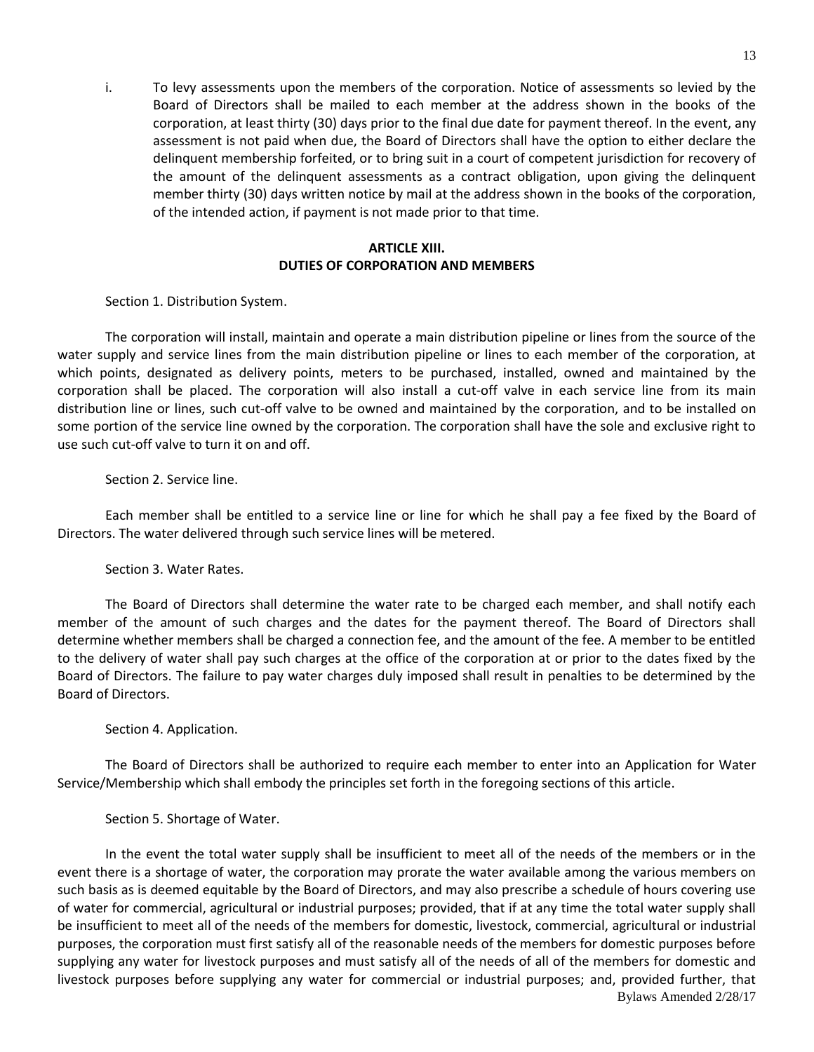i. To levy assessments upon the members of the corporation. Notice of assessments so levied by the Board of Directors shall be mailed to each member at the address shown in the books of the corporation, at least thirty (30) days prior to the final due date for payment thereof. In the event, any assessment is not paid when due, the Board of Directors shall have the option to either declare the delinquent membership forfeited, or to bring suit in a court of competent jurisdiction for recovery of the amount of the delinquent assessments as a contract obligation, upon giving the delinquent member thirty (30) days written notice by mail at the address shown in the books of the corporation, of the intended action, if payment is not made prior to that time.

## ARTICLE XIII.
## DUTIES OF CORPORATION AND MEMBERS

Section 1. Distribution System.

The corporation will install, maintain and operate a main distribution pipeline or lines from the source of the water supply and service lines from the main distribution pipeline or lines to each member of the corporation, at which points, designated as delivery points, meters to be purchased, installed, owned and maintained by the corporation shall be placed. The corporation will also install a cut-off valve in each service line from its main distribution line or lines, such cut-off valve to be owned and maintained by the corporation, and to be installed on some portion of the service line owned by the corporation. The corporation shall have the sole and exclusive right to use such cut-off valve to turn it on and off.

Section 2. Service line.

Each member shall be entitled to a service line or line for which he shall pay a fee fixed by the Board of Directors. The water delivered through such service lines will be metered.

Section 3. Water Rates.

The Board of Directors shall determine the water rate to be charged each member, and shall notify each member of the amount of such charges and the dates for the payment thereof. The Board of Directors shall determine whether members shall be charged a connection fee, and the amount of the fee. A member to be entitled to the delivery of water shall pay such charges at the office of the corporation at or prior to the dates fixed by the Board of Directors. The failure to pay water charges duly imposed shall result in penalties to be determined by the Board of Directors.

Section 4. Application.

The Board of Directors shall be authorized to require each member to enter into an Application for Water Service/Membership which shall embody the principles set forth in the foregoing sections of this article.

Section 5. Shortage of Water.

In the event the total water supply shall be insufficient to meet all of the needs of the members or in the event there is a shortage of water, the corporation may prorate the water available among the various members on such basis as is deemed equitable by the Board of Directors, and may also prescribe a schedule of hours covering use of water for commercial, agricultural or industrial purposes; provided, that if at any time the total water supply shall be insufficient to meet all of the needs of the members for domestic, livestock, commercial, agricultural or industrial purposes, the corporation must first satisfy all of the reasonable needs of the members for domestic purposes before supplying any water for livestock purposes and must satisfy all of the needs of all of the members for domestic and livestock purposes before supplying any water for commercial or industrial purposes; and, provided further, that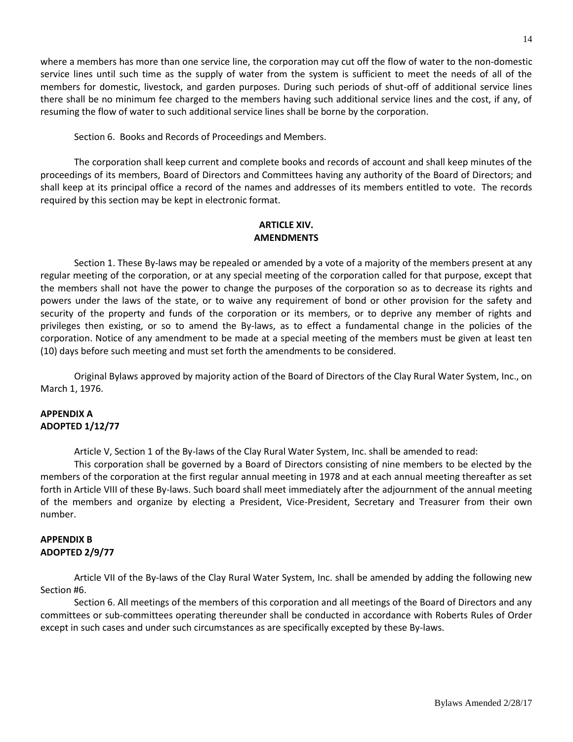where a members has more than one service line, the corporation may cut off the flow of water to the non-domestic service lines until such time as the supply of water from the system is sufficient to meet the needs of all of the members for domestic, livestock, and garden purposes. During such periods of shut-off of additional service lines there shall be no minimum fee charged to the members having such additional service lines and the cost, if any, of resuming the flow of water to such additional service lines shall be borne by the corporation.

Section 6. Books and Records of Proceedings and Members.

The corporation shall keep current and complete books and records of account and shall keep minutes of the proceedings of its members, Board of Directors and Committees having any authority of the Board of Directors; and shall keep at its principal office a record of the names and addresses of its members entitled to vote. The records required by this section may be kept in electronic format.

## ARTICLE XIV.
## AMENDMENTS

Section 1. These By-laws may be repealed or amended by a vote of a majority of the members present at any regular meeting of the corporation, or at any special meeting of the corporation called for that purpose, except that the members shall not have the power to change the purposes of the corporation so as to decrease its rights and powers under the laws of the state, or to waive any requirement of bond or other provision for the safety and security of the property and funds of the corporation or its members, or to deprive any member of rights and privileges then existing, or so to amend the By-laws, as to effect a fundamental change in the policies of the corporation. Notice of any amendment to be made at a special meeting of the members must be given at least ten (10) days before such meeting and must set forth the amendments to be considered.

Original Bylaws approved by majority action of the Board of Directors of the Clay Rural Water System, Inc., on March 1, 1976.

**APPENDIX A**
**ADOPTED 1/12/77**

Article V, Section 1 of the By-laws of the Clay Rural Water System, Inc. shall be amended to read:

This corporation shall be governed by a Board of Directors consisting of nine members to be elected by the members of the corporation at the first regular annual meeting in 1978 and at each annual meeting thereafter as set forth in Article VIII of these By-laws. Such board shall meet immediately after the adjournment of the annual meeting of the members and organize by electing a President, Vice-President, Secretary and Treasurer from their own number.

**APPENDIX B**
**ADOPTED 2/9/77**

Article VII of the By-laws of the Clay Rural Water System, Inc. shall be amended by adding the following new Section #6.

Section 6. All meetings of the members of this corporation and all meetings of the Board of Directors and any committees or sub-committees operating thereunder shall be conducted in accordance with Roberts Rules of Order except in such cases and under such circumstances as are specifically excepted by these By-laws.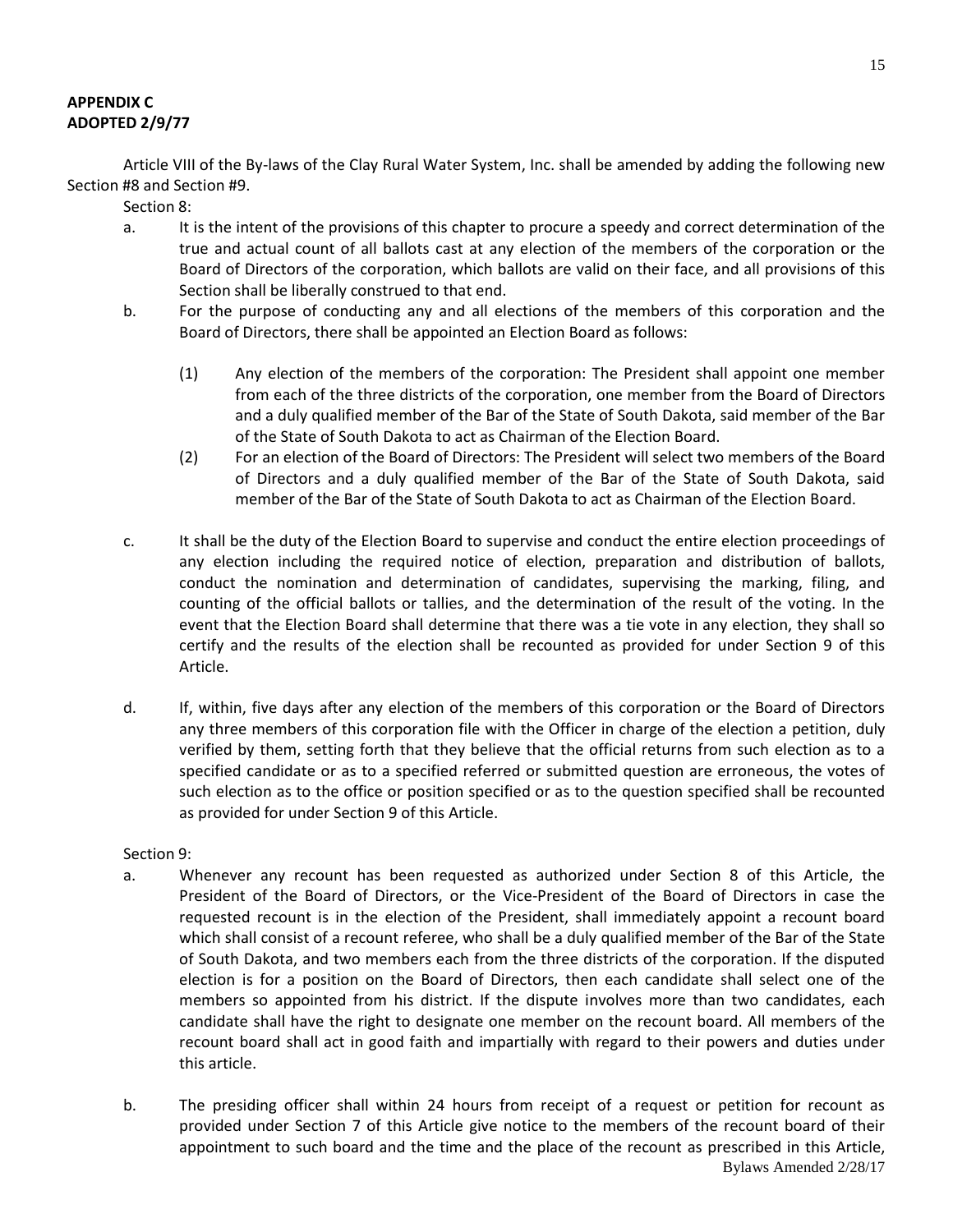**APPENDIX C**
**ADOPTED 2/9/77**

Article VIII of the By-laws of the Clay Rural Water System, Inc. shall be amended by adding the following new Section #8 and Section #9.

Section 8:

a. It is the intent of the provisions of this chapter to procure a speedy and correct determination of the true and actual count of all ballots cast at any election of the members of the corporation or the Board of Directors of the corporation, which ballots are valid on their face, and all provisions of this Section shall be liberally construed to that end.

b. For the purpose of conducting any and all elections of the members of this corporation and the Board of Directors, there shall be appointed an Election Board as follows:

   (1) Any election of the members of the corporation: The President shall appoint one member from each of the three districts of the corporation, one member from the Board of Directors and a duly qualified member of the Bar of the State of South Dakota, said member of the Bar of the State of South Dakota to act as Chairman of the Election Board.

   (2) For an election of the Board of Directors: The President will select two members of the Board of Directors and a duly qualified member of the Bar of the State of South Dakota, said member of the Bar of the State of South Dakota to act as Chairman of the Election Board.

c. It shall be the duty of the Election Board to supervise and conduct the entire election proceedings of any election including the required notice of election, preparation and distribution of ballots, conduct the nomination and determination of candidates, supervising the marking, filing, and counting of the official ballots or tallies, and the determination of the result of the voting. In the event that the Election Board shall determine that there was a tie vote in any election, they shall so certify and the results of the election shall be recounted as provided for under Section 9 of this Article.

d. If, within, five days after any election of the members of this corporation or the Board of Directors any three members of this corporation file with the Officer in charge of the election a petition, duly verified by them, setting forth that they believe that the official returns from such election as to a specified candidate or as to a specified referred or submitted question are erroneous, the votes of such election as to the office or position specified or as to the question specified shall be recounted as provided for under Section 9 of this Article.

Section 9:

a. Whenever any recount has been requested as authorized under Section 8 of this Article, the President of the Board of Directors, or the Vice-President of the Board of Directors in case the requested recount is in the election of the President, shall immediately appoint a recount board which shall consist of a recount referee, who shall be a duly qualified member of the Bar of the State of South Dakota, and two members each from the three districts of the corporation. If the disputed election is for a position on the Board of Directors, then each candidate shall select one of the members so appointed from his district. If the dispute involves more than two candidates, each candidate shall have the right to designate one member on the recount board. All members of the recount board shall act in good faith and impartially with regard to their powers and duties under this article.

b. The presiding officer shall within 24 hours from receipt of a request or petition for recount as provided under Section 7 of this Article give notice to the members of the recount board of their appointment to such board and the time and the place of the recount as prescribed in this Article,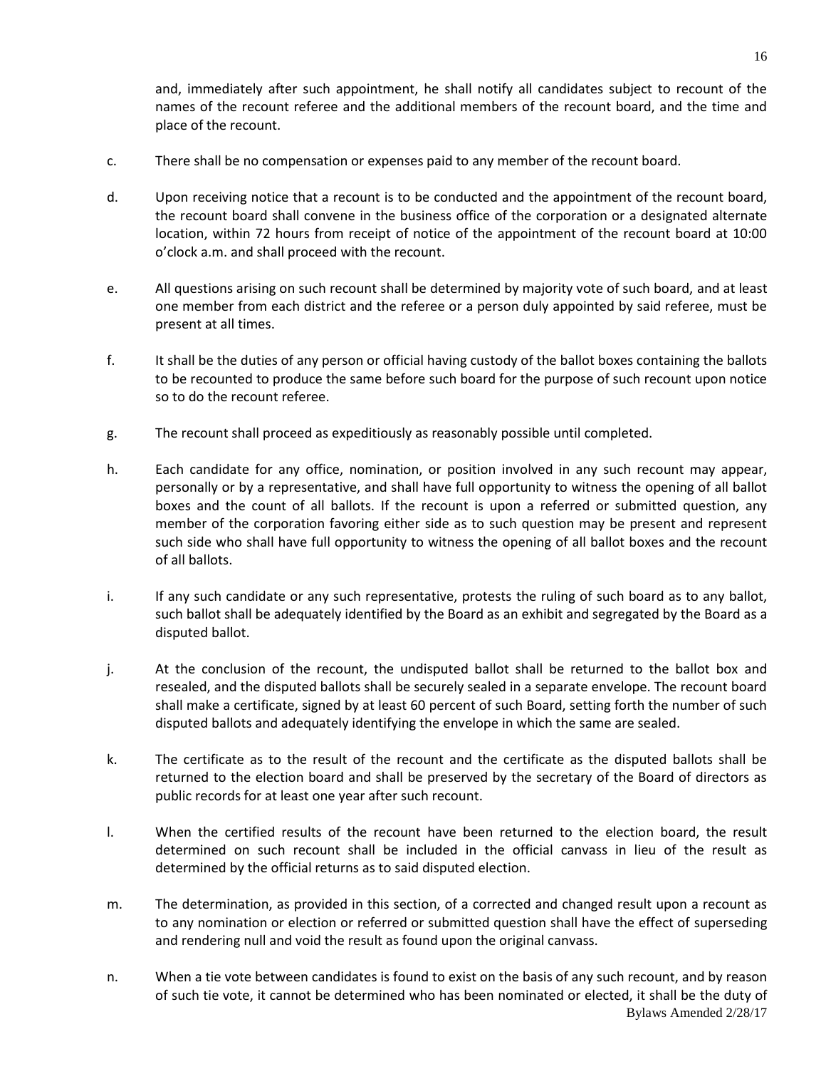and, immediately after such appointment, he shall notify all candidates subject to recount of the names of the recount referee and the additional members of the recount board, and the time and place of the recount.

c. There shall be no compensation or expenses paid to any member of the recount board.

d. Upon receiving notice that a recount is to be conducted and the appointment of the recount board, the recount board shall convene in the business office of the corporation or a designated alternate location, within 72 hours from receipt of notice of the appointment of the recount board at 10:00 o'clock a.m. and shall proceed with the recount.

e. All questions arising on such recount shall be determined by majority vote of such board, and at least one member from each district and the referee or a person duly appointed by said referee, must be present at all times.

f. It shall be the duties of any person or official having custody of the ballot boxes containing the ballots to be recounted to produce the same before such board for the purpose of such recount upon notice so to do the recount referee.

g. The recount shall proceed as expeditiously as reasonably possible until completed.

h. Each candidate for any office, nomination, or position involved in any such recount may appear, personally or by a representative, and shall have full opportunity to witness the opening of all ballot boxes and the count of all ballots. If the recount is upon a referred or submitted question, any member of the corporation favoring either side as to such question may be present and represent such side who shall have full opportunity to witness the opening of all ballot boxes and the recount of all ballots.

i. If any such candidate or any such representative, protests the ruling of such board as to any ballot, such ballot shall be adequately identified by the Board as an exhibit and segregated by the Board as a disputed ballot.

j. At the conclusion of the recount, the undisputed ballot shall be returned to the ballot box and resealed, and the disputed ballots shall be securely sealed in a separate envelope. The recount board shall make a certificate, signed by at least 60 percent of such Board, setting forth the number of such disputed ballots and adequately identifying the envelope in which the same are sealed.

k. The certificate as to the result of the recount and the certificate as the disputed ballots shall be returned to the election board and shall be preserved by the secretary of the Board of directors as public records for at least one year after such recount.

l. When the certified results of the recount have been returned to the election board, the result determined on such recount shall be included in the official canvass in lieu of the result as determined by the official returns as to said disputed election.

m. The determination, as provided in this section, of a corrected and changed result upon a recount as to any nomination or election or referred or submitted question shall have the effect of superseding and rendering null and void the result as found upon the original canvass.

n. When a tie vote between candidates is found to exist on the basis of any such recount, and by reason of such tie vote, it cannot be determined who has been nominated or elected, it shall be the duty of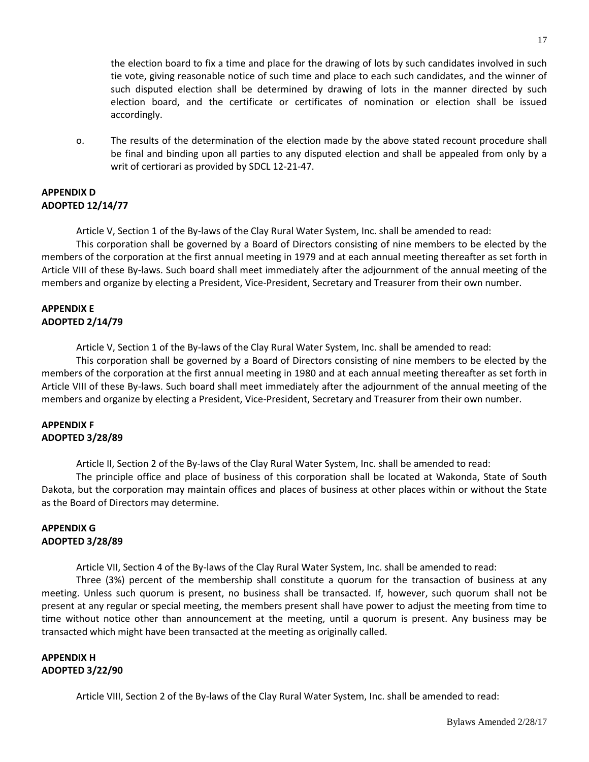the election board to fix a time and place for the drawing of lots by such candidates involved in such tie vote, giving reasonable notice of such time and place to each such candidates, and the winner of such disputed election shall be determined by drawing of lots in the manner directed by such election board, and the certificate or certificates of nomination or election shall be issued accordingly.

o. The results of the determination of the election made by the above stated recount procedure shall be final and binding upon all parties to any disputed election and shall be appealed from only by a writ of certiorari as provided by SDCL 12-21-47.

**APPENDIX D**
**ADOPTED 12/14/77**

Article V, Section 1 of the By-laws of the Clay Rural Water System, Inc. shall be amended to read:

This corporation shall be governed by a Board of Directors consisting of nine members to be elected by the members of the corporation at the first annual meeting in 1979 and at each annual meeting thereafter as set forth in Article VIII of these By-laws. Such board shall meet immediately after the adjournment of the annual meeting of the members and organize by electing a President, Vice-President, Secretary and Treasurer from their own number.

**APPENDIX E**
**ADOPTED 2/14/79**

Article V, Section 1 of the By-laws of the Clay Rural Water System, Inc. shall be amended to read:

This corporation shall be governed by a Board of Directors consisting of nine members to be elected by the members of the corporation at the first annual meeting in 1980 and at each annual meeting thereafter as set forth in Article VIII of these By-laws. Such board shall meet immediately after the adjournment of the annual meeting of the members and organize by electing a President, Vice-President, Secretary and Treasurer from their own number.

**APPENDIX F**
**ADOPTED 3/28/89**

Article II, Section 2 of the By-laws of the Clay Rural Water System, Inc. shall be amended to read:

The principle office and place of business of this corporation shall be located at Wakonda, State of South Dakota, but the corporation may maintain offices and places of business at other places within or without the State as the Board of Directors may determine.

**APPENDIX G**
**ADOPTED 3/28/89**

Article VII, Section 4 of the By-laws of the Clay Rural Water System, Inc. shall be amended to read:

Three (3%) percent of the membership shall constitute a quorum for the transaction of business at any meeting. Unless such quorum is present, no business shall be transacted. If, however, such quorum shall not be present at any regular or special meeting, the members present shall have power to adjust the meeting from time to time without notice other than announcement at the meeting, until a quorum is present. Any business may be transacted which might have been transacted at the meeting as originally called.

**APPENDIX H**
**ADOPTED 3/22/90**

Article VIII, Section 2 of the By-laws of the Clay Rural Water System, Inc. shall be amended to read: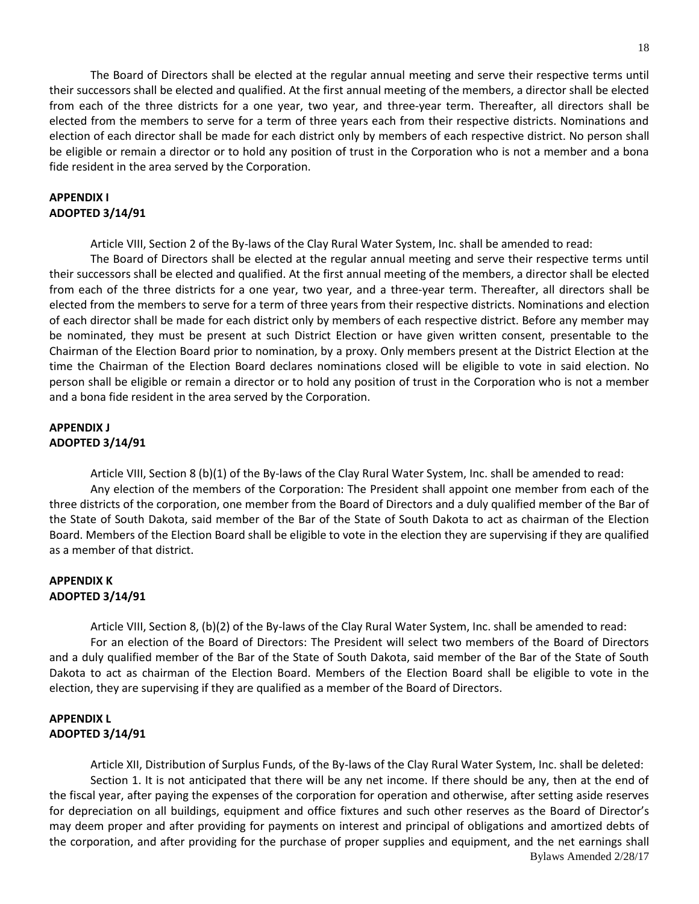The Board of Directors shall be elected at the regular annual meeting and serve their respective terms until their successors shall be elected and qualified. At the first annual meeting of the members, a director shall be elected from each of the three districts for a one year, two year, and three-year term. Thereafter, all directors shall be elected from the members to serve for a term of three years each from their respective districts. Nominations and election of each director shall be made for each district only by members of each respective district. No person shall be eligible or remain a director or to hold any position of trust in the Corporation who is not a member and a bona fide resident in the area served by the Corporation.

**APPENDIX I**
**ADOPTED 3/14/91**

Article VIII, Section 2 of the By-laws of the Clay Rural Water System, Inc. shall be amended to read:

The Board of Directors shall be elected at the regular annual meeting and serve their respective terms until their successors shall be elected and qualified. At the first annual meeting of the members, a director shall be elected from each of the three districts for a one year, two year, and a three-year term. Thereafter, all directors shall be elected from the members to serve for a term of three years from their respective districts. Nominations and election of each director shall be made for each district only by members of each respective district. Before any member may be nominated, they must be present at such District Election or have given written consent, presentable to the Chairman of the Election Board prior to nomination, by a proxy. Only members present at the District Election at the time the Chairman of the Election Board declares nominations closed will be eligible to vote in said election. No person shall be eligible or remain a director or to hold any position of trust in the Corporation who is not a member and a bona fide resident in the area served by the Corporation.

**APPENDIX J**
**ADOPTED 3/14/91**

Article VIII, Section 8 (b)(1) of the By-laws of the Clay Rural Water System, Inc. shall be amended to read:

Any election of the members of the Corporation: The President shall appoint one member from each of the three districts of the corporation, one member from the Board of Directors and a duly qualified member of the Bar of the State of South Dakota, said member of the Bar of the State of South Dakota to act as chairman of the Election Board. Members of the Election Board shall be eligible to vote in the election they are supervising if they are qualified as a member of that district.

**APPENDIX K**
**ADOPTED 3/14/91**

Article VIII, Section 8, (b)(2) of the By-laws of the Clay Rural Water System, Inc. shall be amended to read:

For an election of the Board of Directors: The President will select two members of the Board of Directors and a duly qualified member of the Bar of the State of South Dakota, said member of the Bar of the State of South Dakota to act as chairman of the Election Board. Members of the Election Board shall be eligible to vote in the election, they are supervising if they are qualified as a member of the Board of Directors.

**APPENDIX L**
**ADOPTED 3/14/91**

Article XII, Distribution of Surplus Funds, of the By-laws of the Clay Rural Water System, Inc. shall be deleted:

Section 1. It is not anticipated that there will be any net income. If there should be any, then at the end of the fiscal year, after paying the expenses of the corporation for operation and otherwise, after setting aside reserves for depreciation on all buildings, equipment and office fixtures and such other reserves as the Board of Director's may deem proper and after providing for payments on interest and principal of obligations and amortized debts of the corporation, and after providing for the purchase of proper supplies and equipment, and the net earnings shall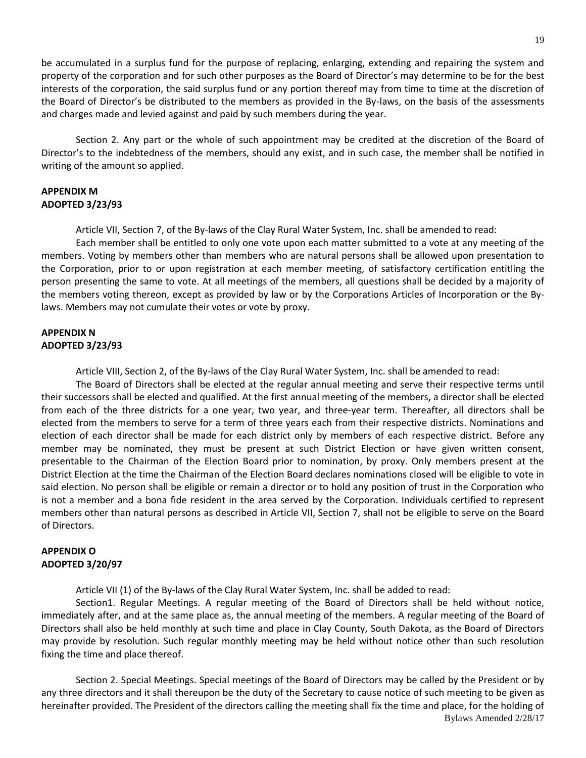be accumulated in a surplus fund for the purpose of replacing, enlarging, extending and repairing the system and property of the corporation and for such other purposes as the Board of Director's may determine to be for the best interests of the corporation, the said surplus fund or any portion thereof may from time to time at the discretion of the Board of Director's be distributed to the members as provided in the By-laws, on the basis of the assessments and charges made and levied against and paid by such members during the year.

Section 2. Any part or the whole of such appointment may be credited at the discretion of the Board of Director's to the indebtedness of the members, should any exist, and in such case, the member shall be notified in writing of the amount so applied.

**APPENDIX M**
**ADOPTED 3/23/93**

Article VII, Section 7, of the By-laws of the Clay Rural Water System, Inc. shall be amended to read:

Each member shall be entitled to only one vote upon each matter submitted to a vote at any meeting of the members. Voting by members other than members who are natural persons shall be allowed upon presentation to the Corporation, prior to or upon registration at each member meeting, of satisfactory certification entitling the person presenting the same to vote. At all meetings of the members, all questions shall be decided by a majority of the members voting thereon, except as provided by law or by the Corporations Articles of Incorporation or the By-laws. Members may not cumulate their votes or vote by proxy.

**APPENDIX N**
**ADOPTED 3/23/93**

Article VIII, Section 2, of the By-laws of the Clay Rural Water System, Inc. shall be amended to read:

The Board of Directors shall be elected at the regular annual meeting and serve their respective terms until their successors shall be elected and qualified. At the first annual meeting of the members, a director shall be elected from each of the three districts for a one year, two year, and three-year term. Thereafter, all directors shall be elected from the members to serve for a term of three years each from their respective districts. Nominations and election of each director shall be made for each district only by members of each respective district. Before any member may be nominated, they must be present at such District Election or have given written consent, presentable to the Chairman of the Election Board prior to nomination, by proxy. Only members present at the District Election at the time the Chairman of the Election Board declares nominations closed will be eligible to vote in said election. No person shall be eligible or remain a director or to hold any position of trust in the Corporation who is not a member and a bona fide resident in the area served by the Corporation. Individuals certified to represent members other than natural persons as described in Article VII, Section 7, shall not be eligible to serve on the Board of Directors.

**APPENDIX O**
**ADOPTED 3/20/97**

Article VII (1) of the By-laws of the Clay Rural Water System, Inc. shall be added to read:

Section1. Regular Meetings. A regular meeting of the Board of Directors shall be held without notice, immediately after, and at the same place as, the annual meeting of the members. A regular meeting of the Board of Directors shall also be held monthly at such time and place in Clay County, South Dakota, as the Board of Directors may provide by resolution. Such regular monthly meeting may be held without notice other than such resolution fixing the time and place thereof.

Section 2. Special Meetings. Special meetings of the Board of Directors may be called by the President or by any three directors and it shall thereupon be the duty of the Secretary to cause notice of such meeting to be given as hereinafter provided. The President of the directors calling the meeting shall fix the time and place, for the holding of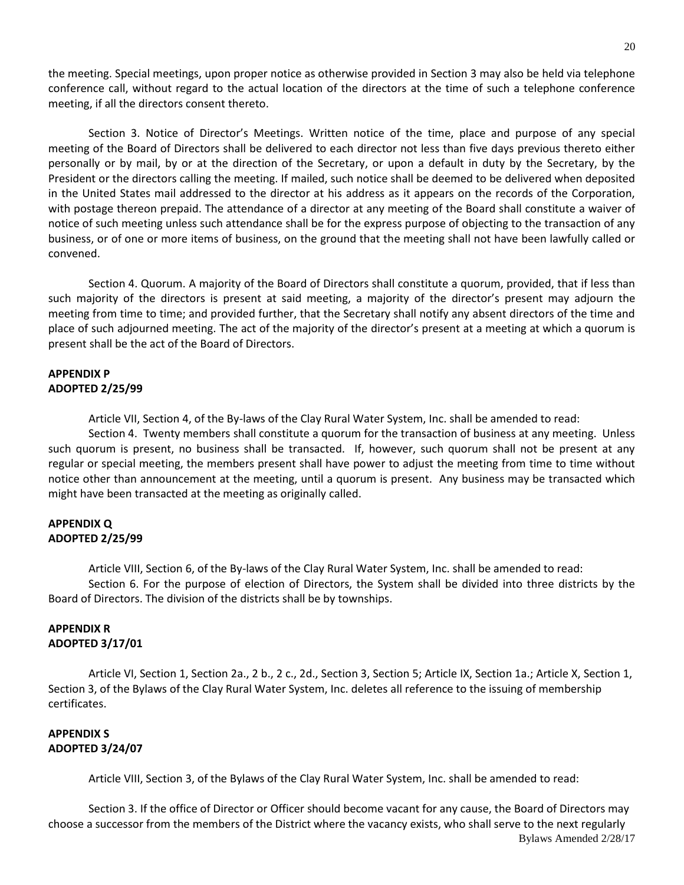the meeting. Special meetings, upon proper notice as otherwise provided in Section 3 may also be held via telephone conference call, without regard to the actual location of the directors at the time of such a telephone conference meeting, if all the directors consent thereto.

Section 3. Notice of Director's Meetings. Written notice of the time, place and purpose of any special meeting of the Board of Directors shall be delivered to each director not less than five days previous thereto either personally or by mail, by or at the direction of the Secretary, or upon a default in duty by the Secretary, by the President or the directors calling the meeting. If mailed, such notice shall be deemed to be delivered when deposited in the United States mail addressed to the director at his address as it appears on the records of the Corporation, with postage thereon prepaid. The attendance of a director at any meeting of the Board shall constitute a waiver of notice of such meeting unless such attendance shall be for the express purpose of objecting to the transaction of any business, or of one or more items of business, on the ground that the meeting shall not have been lawfully called or convened.

Section 4. Quorum. A majority of the Board of Directors shall constitute a quorum, provided, that if less than such majority of the directors is present at said meeting, a majority of the director's present may adjourn the meeting from time to time; and provided further, that the Secretary shall notify any absent directors of the time and place of such adjourned meeting. The act of the majority of the director's present at a meeting at which a quorum is present shall be the act of the Board of Directors.

**APPENDIX P**
**ADOPTED 2/25/99**

Article VII, Section 4, of the By-laws of the Clay Rural Water System, Inc. shall be amended to read:

Section 4. Twenty members shall constitute a quorum for the transaction of business at any meeting. Unless such quorum is present, no business shall be transacted. If, however, such quorum shall not be present at any regular or special meeting, the members present shall have power to adjust the meeting from time to time without notice other than announcement at the meeting, until a quorum is present. Any business may be transacted which might have been transacted at the meeting as originally called.

**APPENDIX Q**
**ADOPTED 2/25/99**

Article VIII, Section 6, of the By-laws of the Clay Rural Water System, Inc. shall be amended to read:

Section 6. For the purpose of election of Directors, the System shall be divided into three districts by the Board of Directors. The division of the districts shall be by townships.

**APPENDIX R**
**ADOPTED 3/17/01**

Article VI, Section 1, Section 2a., 2 b., 2 c., 2d., Section 3, Section 5; Article IX, Section 1a.; Article X, Section 1, Section 3, of the Bylaws of the Clay Rural Water System, Inc. deletes all reference to the issuing of membership certificates.

**APPENDIX S**
**ADOPTED 3/24/07**

Article VIII, Section 3, of the Bylaws of the Clay Rural Water System, Inc. shall be amended to read:

Section 3. If the office of Director or Officer should become vacant for any cause, the Board of Directors may choose a successor from the members of the District where the vacancy exists, who shall serve to the next regularly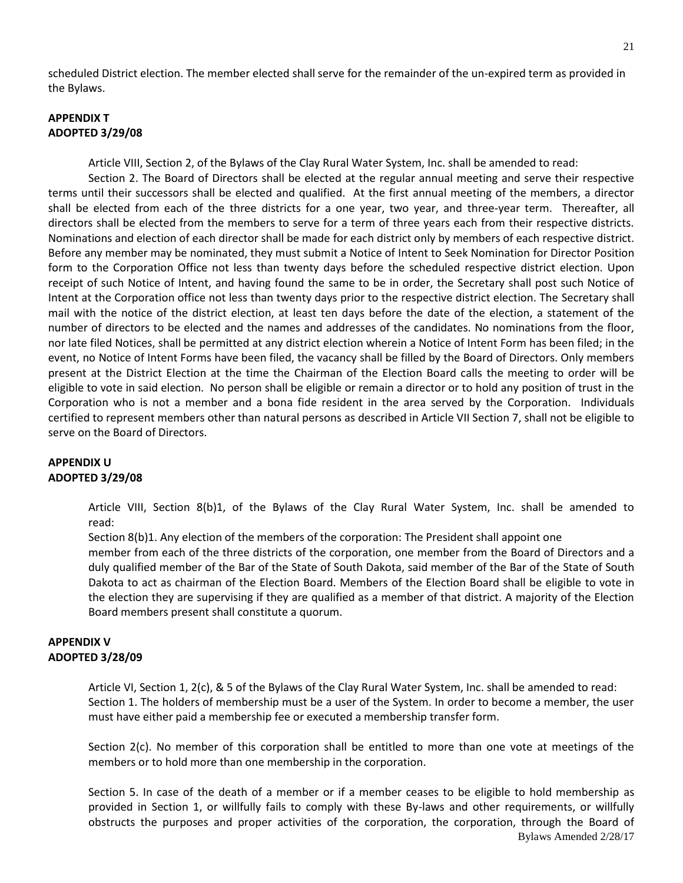scheduled District election. The member elected shall serve for the remainder of the un-expired term as provided in the Bylaws.

**APPENDIX T**
**ADOPTED 3/29/08**

Article VIII, Section 2, of the Bylaws of the Clay Rural Water System, Inc. shall be amended to read:

Section 2. The Board of Directors shall be elected at the regular annual meeting and serve their respective terms until their successors shall be elected and qualified. At the first annual meeting of the members, a director shall be elected from each of the three districts for a one year, two year, and three-year term. Thereafter, all directors shall be elected from the members to serve for a term of three years each from their respective districts. Nominations and election of each director shall be made for each district only by members of each respective district. Before any member may be nominated, they must submit a Notice of Intent to Seek Nomination for Director Position form to the Corporation Office not less than twenty days before the scheduled respective district election. Upon receipt of such Notice of Intent, and having found the same to be in order, the Secretary shall post such Notice of Intent at the Corporation office not less than twenty days prior to the respective district election. The Secretary shall mail with the notice of the district election, at least ten days before the date of the election, a statement of the number of directors to be elected and the names and addresses of the candidates. No nominations from the floor, nor late filed Notices, shall be permitted at any district election wherein a Notice of Intent Form has been filed; in the event, no Notice of Intent Forms have been filed, the vacancy shall be filled by the Board of Directors. Only members present at the District Election at the time the Chairman of the Election Board calls the meeting to order will be eligible to vote in said election. No person shall be eligible or remain a director or to hold any position of trust in the Corporation who is not a member and a bona fide resident in the area served by the Corporation. Individuals certified to represent members other than natural persons as described in Article VII Section 7, shall not be eligible to serve on the Board of Directors.

**APPENDIX U**
**ADOPTED 3/29/08**

Article VIII, Section 8(b)1, of the Bylaws of the Clay Rural Water System, Inc. shall be amended to read:

Section 8(b)1. Any election of the members of the corporation: The President shall appoint one member from each of the three districts of the corporation, one member from the Board of Directors and a duly qualified member of the Bar of the State of South Dakota, said member of the Bar of the State of South Dakota to act as chairman of the Election Board. Members of the Election Board shall be eligible to vote in the election they are supervising if they are qualified as a member of that district. A majority of the Election Board members present shall constitute a quorum.

**APPENDIX V**
**ADOPTED 3/28/09**

Article VI, Section 1, 2(c), & 5 of the Bylaws of the Clay Rural Water System, Inc. shall be amended to read:

Section 1. The holders of membership must be a user of the System. In order to become a member, the user must have either paid a membership fee or executed a membership transfer form.

Section 2(c). No member of this corporation shall be entitled to more than one vote at meetings of the members or to hold more than one membership in the corporation.

Section 5. In case of the death of a member or if a member ceases to be eligible to hold membership as provided in Section 1, or willfully fails to comply with these By-laws and other requirements, or willfully obstructs the purposes and proper activities of the corporation, the corporation, through the Board of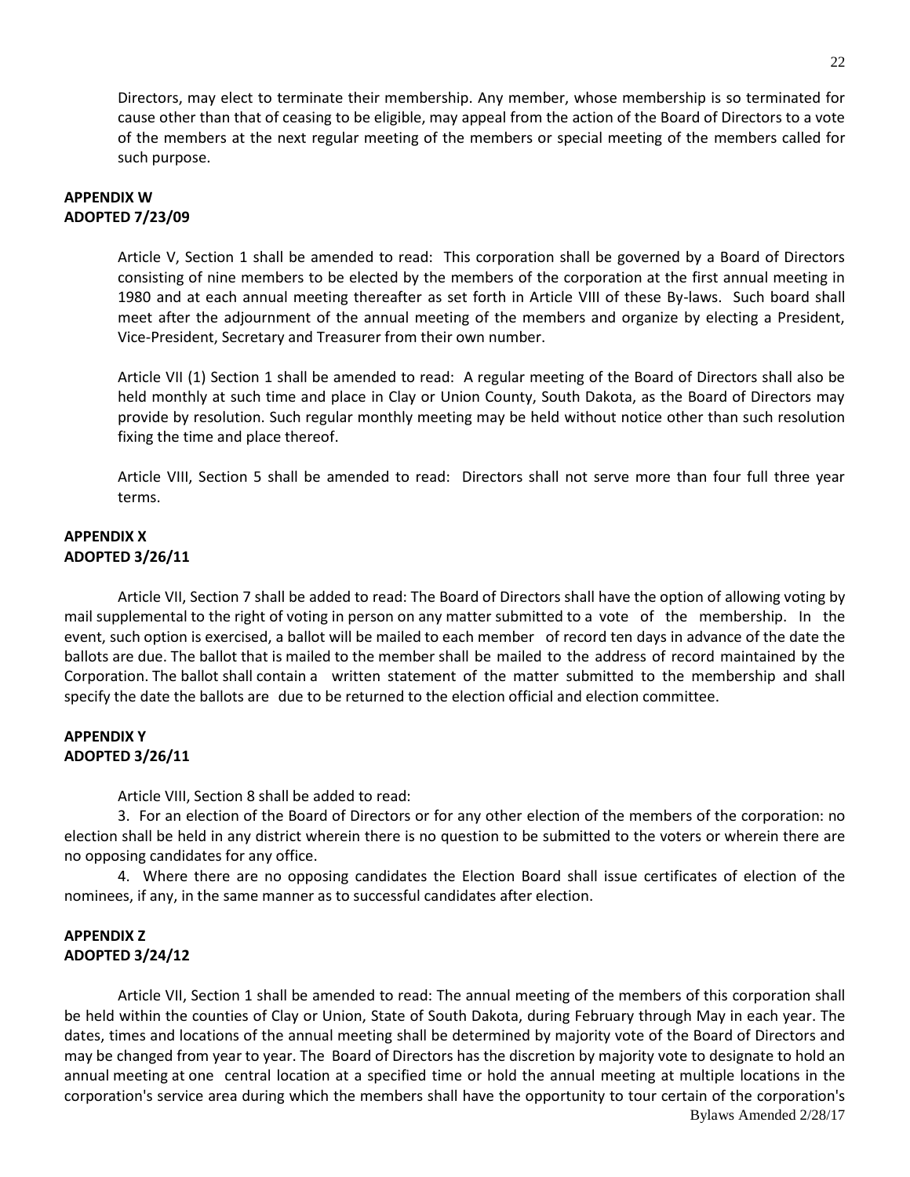Directors, may elect to terminate their membership. Any member, whose membership is so terminated for cause other than that of ceasing to be eligible, may appeal from the action of the Board of Directors to a vote of the members at the next regular meeting of the members or special meeting of the members called for such purpose.

**APPENDIX W**
**ADOPTED 7/23/09**

Article V, Section 1 shall be amended to read: This corporation shall be governed by a Board of Directors consisting of nine members to be elected by the members of the corporation at the first annual meeting in 1980 and at each annual meeting thereafter as set forth in Article VIII of these By-laws. Such board shall meet after the adjournment of the annual meeting of the members and organize by electing a President, Vice-President, Secretary and Treasurer from their own number.

Article VII (1) Section 1 shall be amended to read: A regular meeting of the Board of Directors shall also be held monthly at such time and place in Clay or Union County, South Dakota, as the Board of Directors may provide by resolution. Such regular monthly meeting may be held without notice other than such resolution fixing the time and place thereof.

Article VIII, Section 5 shall be amended to read: Directors shall not serve more than four full three year terms.

**APPENDIX X**
**ADOPTED 3/26/11**

Article VII, Section 7 shall be added to read: The Board of Directors shall have the option of allowing voting by mail supplemental to the right of voting in person on any matter submitted to a vote of the membership. In the event, such option is exercised, a ballot will be mailed to each member of record ten days in advance of the date the ballots are due. The ballot that is mailed to the member shall be mailed to the address of record maintained by the Corporation. The ballot shall contain a written statement of the matter submitted to the membership and shall specify the date the ballots are due to be returned to the election official and election committee.

**APPENDIX Y**
**ADOPTED 3/26/11**

Article VIII, Section 8 shall be added to read:

3. For an election of the Board of Directors or for any other election of the members of the corporation: no election shall be held in any district wherein there is no question to be submitted to the voters or wherein there are no opposing candidates for any office.

4. Where there are no opposing candidates the Election Board shall issue certificates of election of the nominees, if any, in the same manner as to successful candidates after election.

**APPENDIX Z**
**ADOPTED 3/24/12**

Article VII, Section 1 shall be amended to read: The annual meeting of the members of this corporation shall be held within the counties of Clay or Union, State of South Dakota, during February through May in each year. The dates, times and locations of the annual meeting shall be determined by majority vote of the Board of Directors and may be changed from year to year. The Board of Directors has the discretion by majority vote to designate to hold an annual meeting at one central location at a specified time or hold the annual meeting at multiple locations in the corporation's service area during which the members shall have the opportunity to tour certain of the corporation's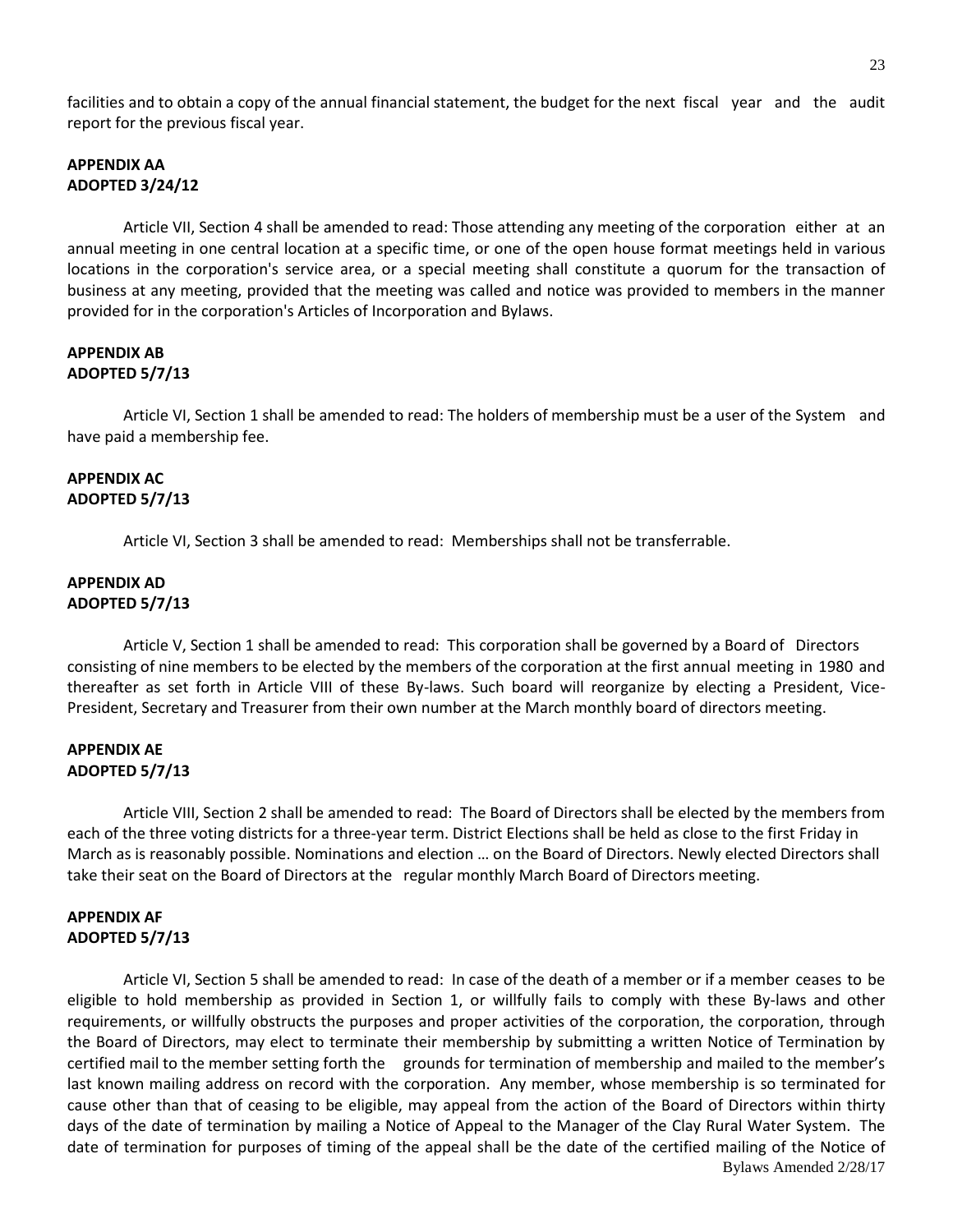facilities and to obtain a copy of the annual financial statement, the budget for the next fiscal year and the audit report for the previous fiscal year.

**APPENDIX AA**
**ADOPTED 3/24/12**

Article VII, Section 4 shall be amended to read: Those attending any meeting of the corporation either at an annual meeting in one central location at a specific time, or one of the open house format meetings held in various locations in the corporation's service area, or a special meeting shall constitute a quorum for the transaction of business at any meeting, provided that the meeting was called and notice was provided to members in the manner provided for in the corporation's Articles of Incorporation and Bylaws.

**APPENDIX AB**
**ADOPTED 5/7/13**

Article VI, Section 1 shall be amended to read: The holders of membership must be a user of the System and have paid a membership fee.

**APPENDIX AC**
**ADOPTED 5/7/13**

Article VI, Section 3 shall be amended to read: Memberships shall not be transferrable.

**APPENDIX AD**
**ADOPTED 5/7/13**

Article V, Section 1 shall be amended to read: This corporation shall be governed by a Board of Directors consisting of nine members to be elected by the members of the corporation at the first annual meeting in 1980 and thereafter as set forth in Article VIII of these By-laws. Such board will reorganize by electing a President, Vice-President, Secretary and Treasurer from their own number at the March monthly board of directors meeting.

**APPENDIX AE**
**ADOPTED 5/7/13**

Article VIII, Section 2 shall be amended to read: The Board of Directors shall be elected by the members from each of the three voting districts for a three-year term. District Elections shall be held as close to the first Friday in March as is reasonably possible. Nominations and election … on the Board of Directors. Newly elected Directors shall take their seat on the Board of Directors at the regular monthly March Board of Directors meeting.

**APPENDIX AF**
**ADOPTED 5/7/13**

Article VI, Section 5 shall be amended to read: In case of the death of a member or if a member ceases to be eligible to hold membership as provided in Section 1, or willfully fails to comply with these By-laws and other requirements, or willfully obstructs the purposes and proper activities of the corporation, the corporation, through the Board of Directors, may elect to terminate their membership by submitting a written Notice of Termination by certified mail to the member setting forth the grounds for termination of membership and mailed to the member's last known mailing address on record with the corporation. Any member, whose membership is so terminated for cause other than that of ceasing to be eligible, may appeal from the action of the Board of Directors within thirty days of the date of termination by mailing a Notice of Appeal to the Manager of the Clay Rural Water System. The date of termination for purposes of timing of the appeal shall be the date of the certified mailing of the Notice of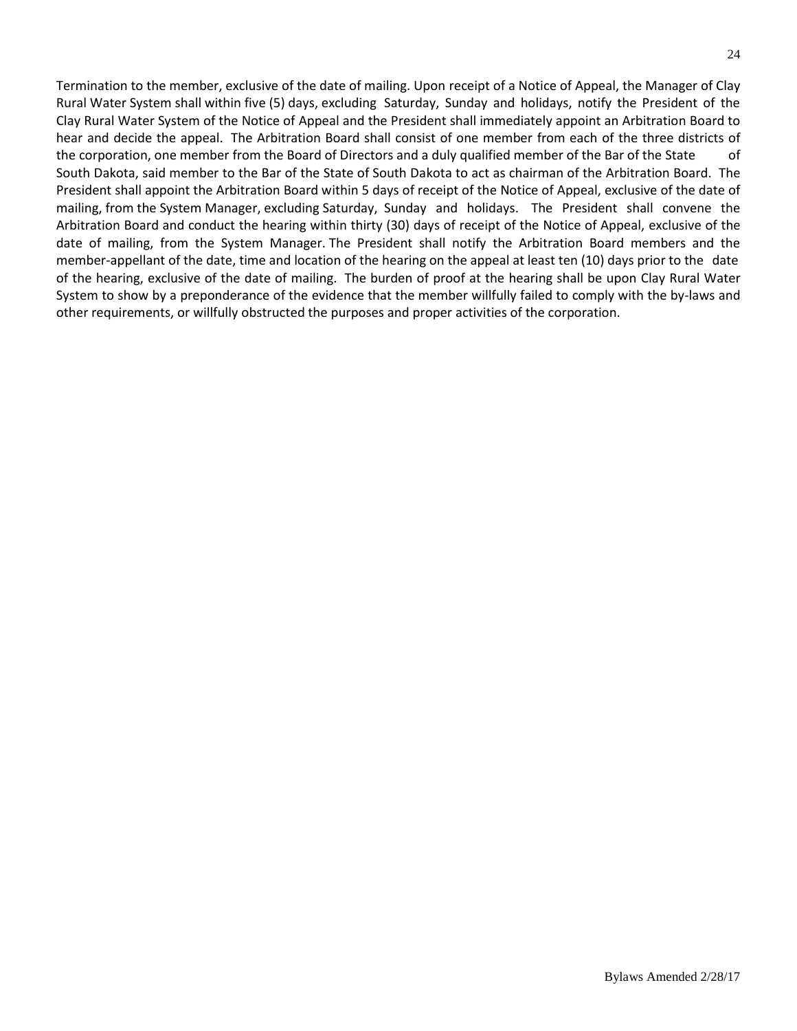Termination to the member, exclusive of the date of mailing. Upon receipt of a Notice of Appeal, the Manager of Clay Rural Water System shall within five (5) days, excluding Saturday, Sunday and holidays, notify the President of the Clay Rural Water System of the Notice of Appeal and the President shall immediately appoint an Arbitration Board to hear and decide the appeal. The Arbitration Board shall consist of one member from each of the three districts of the corporation, one member from the Board of Directors and a duly qualified member of the Bar of the State of South Dakota, said member to the Bar of the State of South Dakota to act as chairman of the Arbitration Board. The President shall appoint the Arbitration Board within 5 days of receipt of the Notice of Appeal, exclusive of the date of mailing, from the System Manager, excluding Saturday, Sunday and holidays. The President shall convene the Arbitration Board and conduct the hearing within thirty (30) days of receipt of the Notice of Appeal, exclusive of the date of mailing, from the System Manager. The President shall notify the Arbitration Board members and the member-appellant of the date, time and location of the hearing on the appeal at least ten (10) days prior to the date of the hearing, exclusive of the date of mailing. The burden of proof at the hearing shall be upon Clay Rural Water System to show by a preponderance of the evidence that the member willfully failed to comply with the by-laws and other requirements, or willfully obstructed the purposes and proper activities of the corporation.